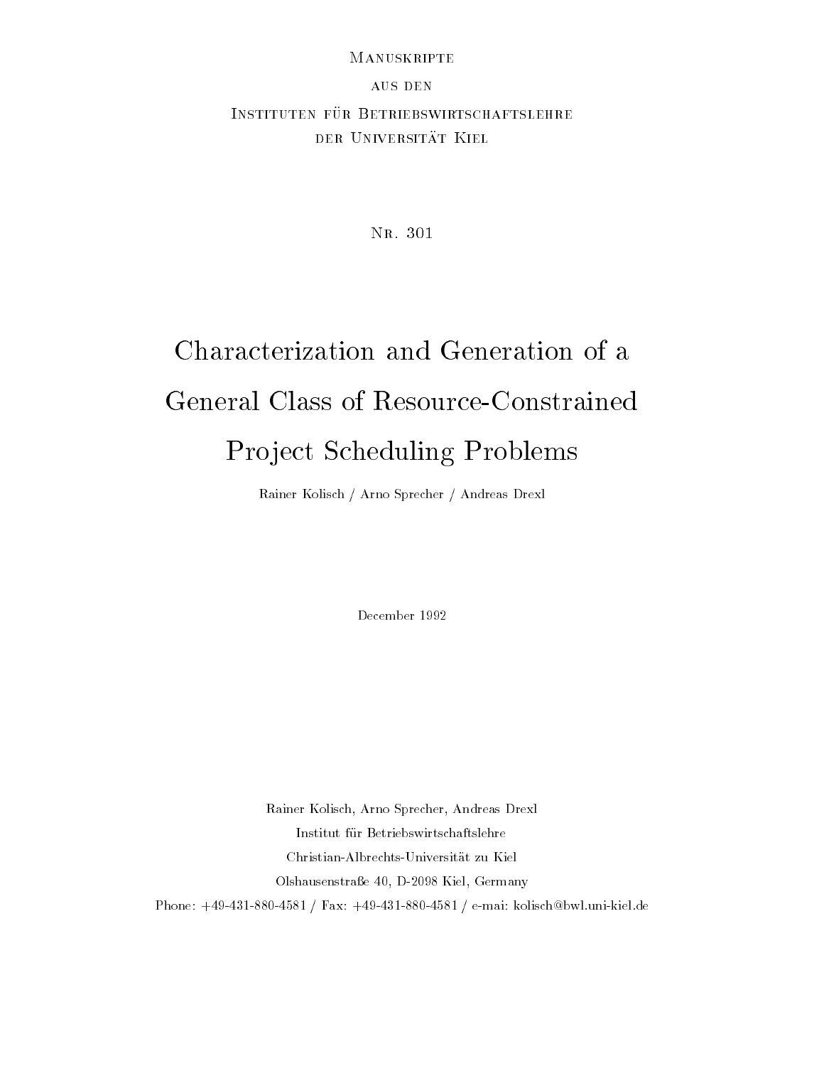Manuskripte

aus den

Instituten für Betriebswirtschaftslehre

der Universität Kiel

Nr. 301

# Characterization and Generation of a General Class of Resource-Constrained Project Scheduling Problems

Rainer Kolisch / Arno Sprecher / Andreas Drexl

December 1992

Rainer Kolisch, Arno Sprecher, Andreas Drexl

Institut für Betriebswirtschaftslehre

Christian-Albrechts-Universität zu Kiel

Olshausenstraße 40, D-2098 Kiel, Germany

Phone: +49-431-880-4581 / Fax: +49-431-880-4581 / e-mai: kolisch@bwl.uni-kiel.de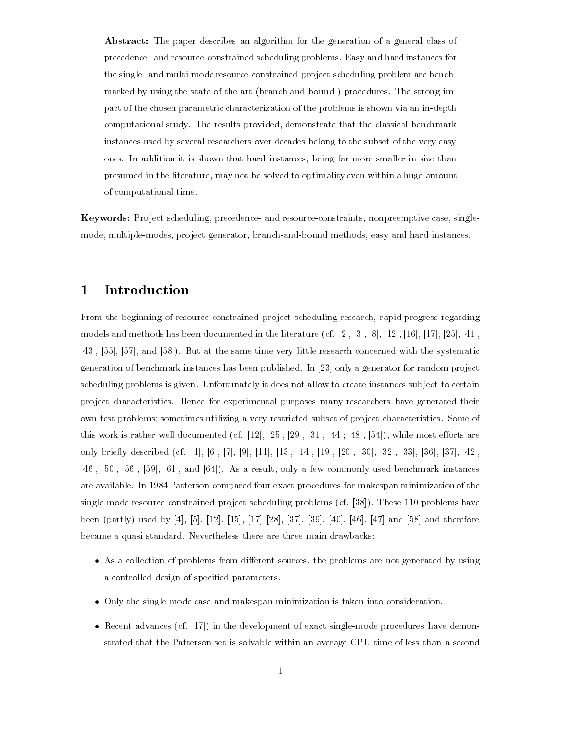**Abstract:** The paper describes an algorithm for the generation of a general class of precedence- and resource-constrained scheduling problems. Easy and hard instances for the single- and multi-mode resource-constrained project scheduling problem are benchmarked by using the state of the art (branch-and-bound-) procedures. The strong impact of the chosen parametric characterization of the problems is shown via an in-depth computational study. The results provided, demonstrate that the classical benchmark instances used by several researchers over decades belong to the subset of the very easy ones. In addition it is shown that hard instances, being far more smaller in size than presumed in the literature, may not be solved to optimality even within a huge amount of computational time.

**Keywords:** Project scheduling, precedence- and resource-constraints, nonpreemptive case, single-mode, multiple-modes, project generator, branch-and-bound methods, easy and hard instances.

# 1 Introduction

From the beginning of resource-constrained project scheduling research, rapid progress regarding models and methods has been documented in the literature (cf. [2], [3], [8], [12], [16], [17], [25], [41], [43], [55], [57], and [58]). But at the same time very little research concerned with the systematic generation of benchmark instances has been published. In [23] only a generator for random project scheduling problems is given. Unfortunately it does not allow to create instances subject to certain project characteristics. Hence for experimental purposes many researchers have generated their own test problems; sometimes utilizing a very restricted subset of project characteristics. Some of this work is rather well documented (cf. [12], [25], [29], [31], [44]; [48], [54]), while most efforts are only briefly described (cf. [1], [6], [7], [9], [11], [13], [14], [19], [20], [30], [32], [33], [36], [37], [42], [46], [50], [56], [59], [61], and [64]). As a result, only a few commonly used benchmark instances are available. In 1984 Patterson compared four exact procedures for makespan minimization of the single-mode resource-constrained project scheduling problems (cf. [38]). These 110 problems have been (partly) used by [4], [5], [12], [15], [17] [28], [37], [39], [40], [46], [47] and [58] and therefore became a quasi standard. Nevertheless there are three main drawbacks:

- As a collection of problems from different sources, the problems are not generated by using a controlled design of specified parameters.
- Only the single-mode case and makespan minimization is taken into consideration.
- Recent advances (cf. [17]) in the development of exact single-mode procedures have demonstrated that the Patterson-set is solvable within an average CPU-time of less than a second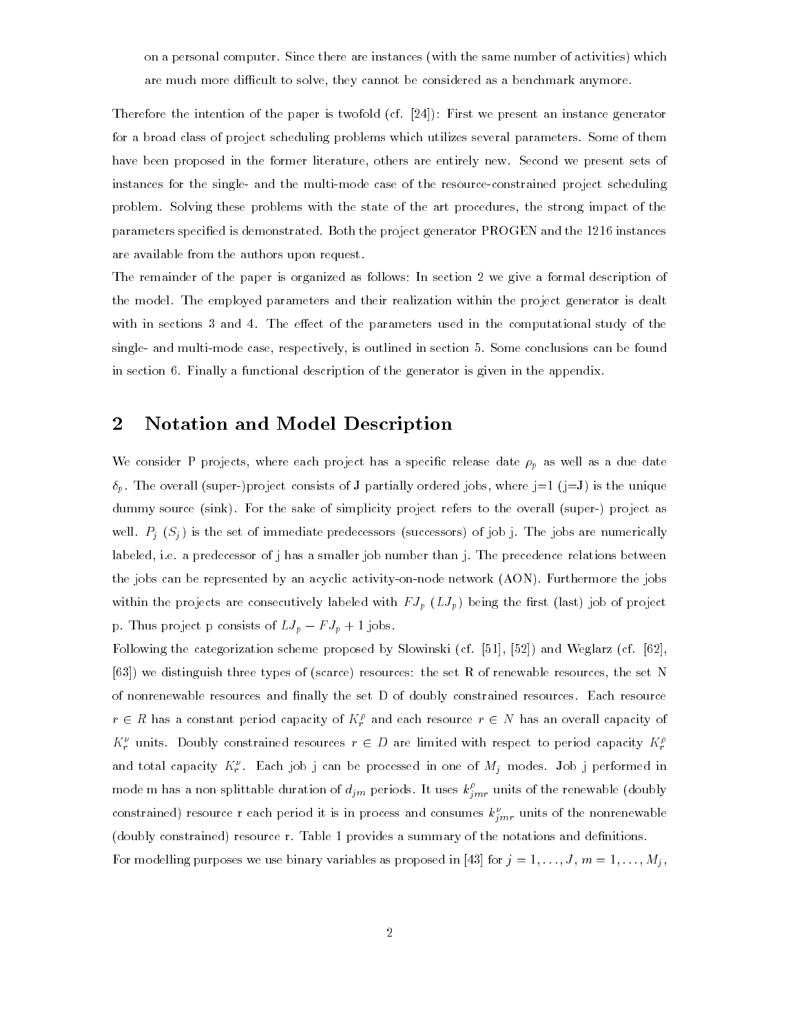on a personal computer. Since there are instances (with the same number of activities) which are much more difficult to solve, they cannot be considered as a benchmark anymore.

Therefore the intention of the paper is twofold (cf. [24]): First we present an instance generator for a broad class of project scheduling problems which utilizes several parameters. Some of them have been proposed in the former literature, others are entirely new. Second we present sets of instances for the single- and the multi-mode case of the resource-constrained project scheduling problem. Solving these problems with the state of the art procedures, the strong impact of the parameters specified is demonstrated. Both the project generator PROGEN and the 1216 instances are available from the authors upon request.

The remainder of the paper is organized as follows: In section 2 we give a formal description of the model. The employed parameters and their realization within the project generator is dealt with in sections 3 and 4. The effect of the parameters used in the computational study of the single- and multi-mode case, respectively, is outlined in section 5. Some conclusions can be found in section 6. Finally a functional description of the generator is given in the appendix.

## 2 Notation and Model Description

We consider P projects, where each project has a specific release date $\rho_p$ as well as a due date $\delta_p$. The overall (super-)project consists of J partially ordered jobs, where j=1 (j=J) is the unique dummy source (sink). For the sake of simplicity project refers to the overall (super-) project as well. $P_j$ ($S_j$) is the set of immediate predecessors (successors) of job j. The jobs are numerically labeled, i.e. a predecessor of j has a smaller job number than j. The precedence relations between the jobs can be represented by an acyclic activity-on-node network (AON). Furthermore the jobs within the projects are consecutively labeled with $FJ_p$ ($LJ_p$) being the first (last) job of project p. Thus project p consists of $LJ_p - FJ_p + 1$ jobs.

Following the categorization scheme proposed by Slowinski (cf. [51], [52]) and Weglarz (cf. [62], [63]) we distinguish three types of (scarce) resources: the set R of renewable resources, the set N of nonrenewable resources and finally the set D of doubly constrained resources. Each resource $r \in R$ has a constant period capacity of $K_r^\rho$ and each resource $r \in N$ has an overall capacity of $K_r^\nu$ units. Doubly constrained resources $r \in D$ are limited with respect to period capacity $K_r^\rho$ and total capacity $K_r^\nu$. Each job j can be processed in one of $M_j$ modes. Job j performed in mode m has a non splittable duration of $d_{jm}$ periods. It uses $k_{jmr}^\rho$ units of the renewable (doubly constrained) resource r each period it is in process and consumes $k_{jmr}^\nu$ units of the nonrenewable (doubly constrained) resource r. Table 1 provides a summary of the notations and definitions.

For modelling purposes we use binary variables as proposed in [43] for $j = 1, \ldots, J$, $m = 1, \ldots, M_j$,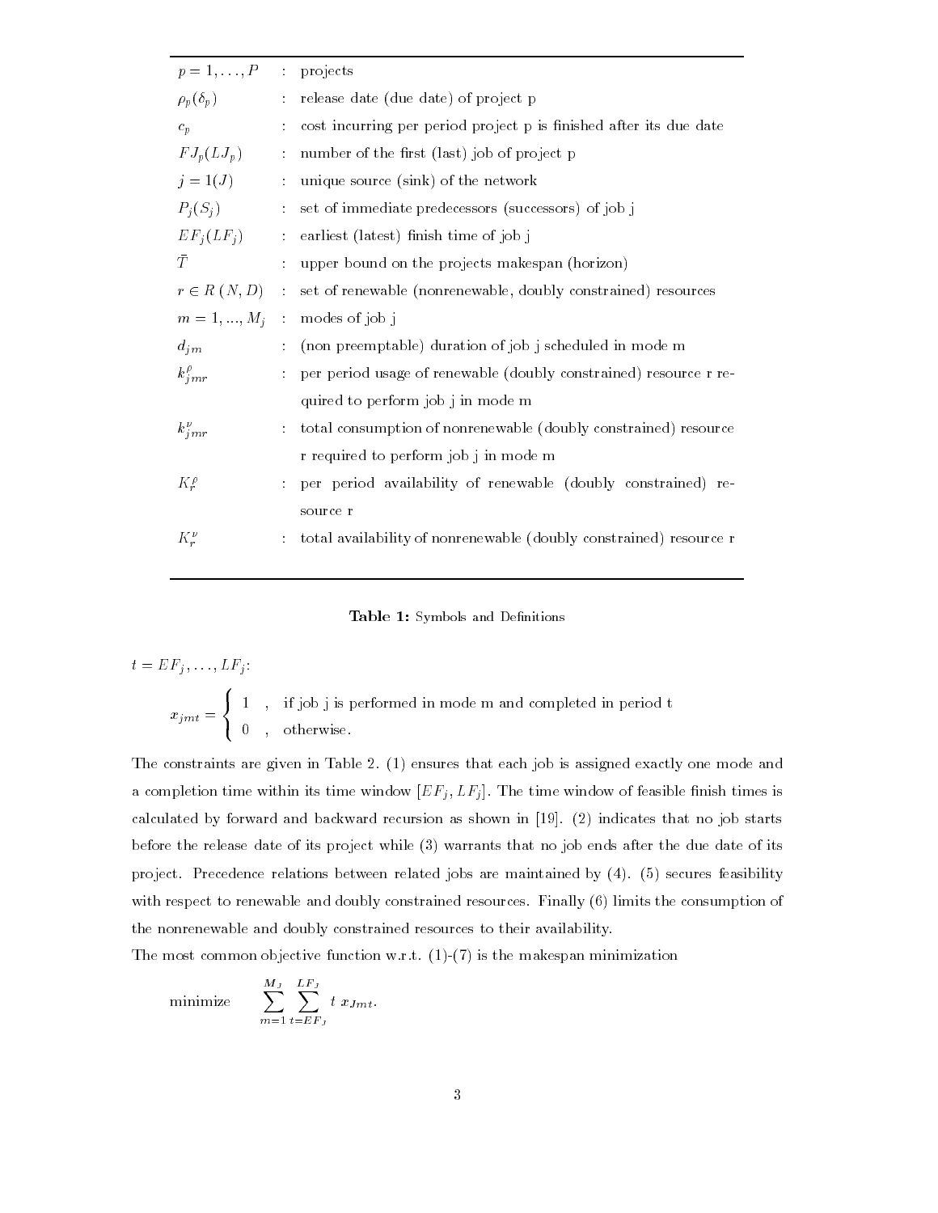| | | |
|---|---|---|
| $p = 1, \ldots, P$ | : | projects |
| $\rho_p(\delta_p)$ | : | release date (due date) of project p |
| $c_p$ | : | cost incurring per period project p is finished after its due date |
| $FJ_p(LJ_p)$ | : | number of the first (last) job of project p |
| $j = 1(J)$ | : | unique source (sink) of the network |
| $P_j(S_j)$ | : | set of immediate predecessors (successors) of job j |
| $EF_j(LF_j)$ | : | earliest (latest) finish time of job j |
| $\bar{T}$ | : | upper bound on the projects makespan (horizon) |
| $r \in R\ (N, D)$ | : | set of renewable (nonrenewable, doubly constrained) resources |
| $m = 1, ..., M_j$ | : | modes of job j |
| $d_{jm}$ | : | (non preemptable) duration of job j scheduled in mode m |
| $k^{\rho}_{jmr}$ | : | per period usage of renewable (doubly constrained) resource r required to perform job j in mode m |
| $k^{\nu}_{jmr}$ | : | total consumption of nonrenewable (doubly constrained) resource r required to perform job j in mode m |
| $K^{\rho}_r$ | : | per period availability of renewable (doubly constrained) resource r |
| $K^{\nu}_r$ | : | total availability of nonrenewable (doubly constrained) resource r |

**Table 1:** Symbols and Definitions

$t = EF_j, \ldots, LF_j$:

$$x_{jmt} = \begin{cases} 1 & , \text{ if job j is performed in mode m and completed in period t} \\ 0 & , \text{ otherwise.} \end{cases}$$

The constraints are given in Table 2. (1) ensures that each job is assigned exactly one mode and a completion time within its time window $[EF_j, LF_j]$. The time window of feasible finish times is calculated by forward and backward recursion as shown in [19]. (2) indicates that no job starts before the release date of its project while (3) warrants that no job ends after the due date of its project. Precedence relations between related jobs are maintained by (4). (5) secures feasibility with respect to renewable and doubly constrained resources. Finally (6) limits the consumption of the nonrenewable and doubly constrained resources to their availability.

The most common objective function w.r.t. (1)-(7) is the makespan minimization

$$\text{minimize} \qquad \sum_{m=1}^{M_J} \sum_{t=EF_J}^{LF_J} t\ x_{Jmt}.$$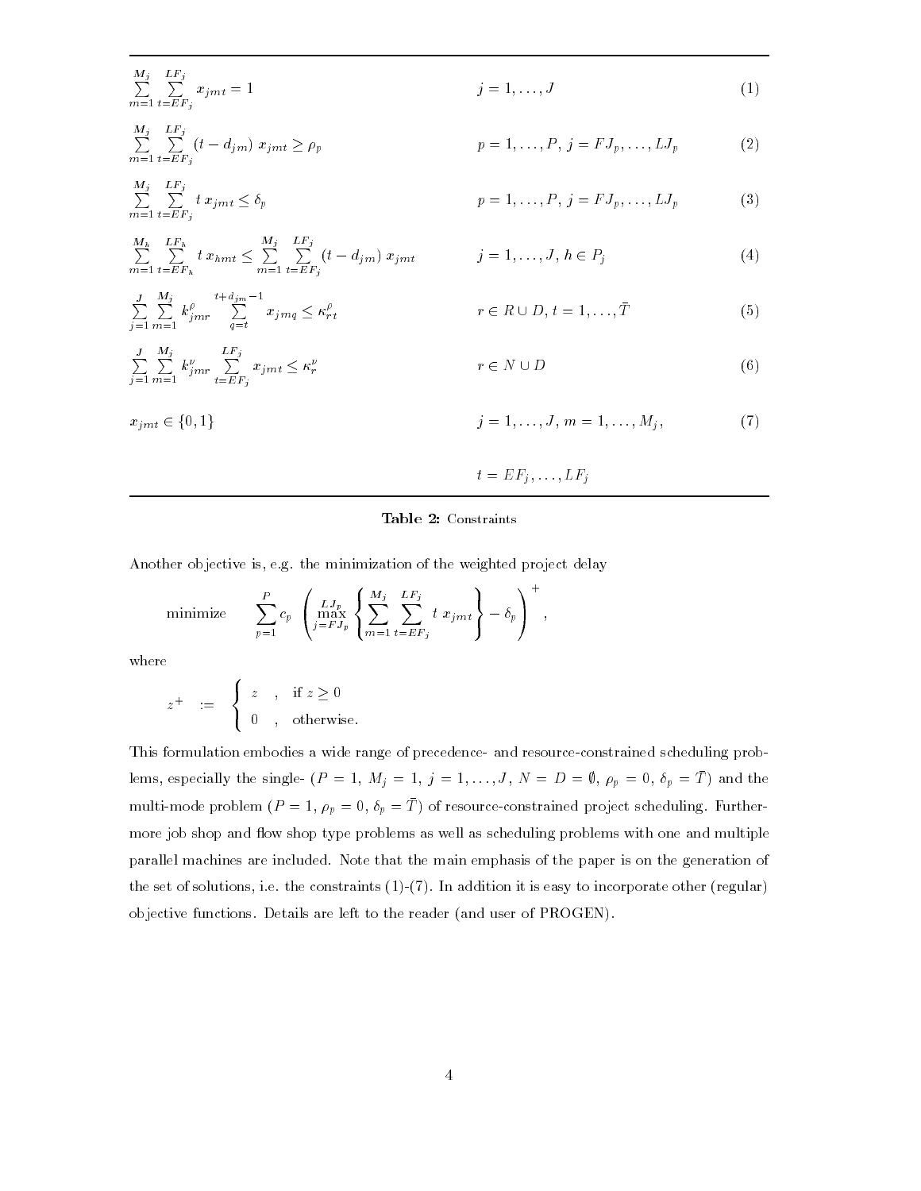| Constraint | Range | No. |
|---|---|---|
| $\sum_{m=1}^{M_j} \sum_{t=EF_j}^{LF_j} x_{jmt} = 1$ | $j = 1, \ldots, J$ | (1) |
| $\sum_{m=1}^{M_j} \sum_{t=EF_j}^{LF_j} (t - d_{jm})\, x_{jmt} \geq \rho_p$ | $p = 1, \ldots, P,\ j = FJ_p, \ldots, LJ_p$ | (2) |
| $\sum_{m=1}^{M_j} \sum_{t=EF_j}^{LF_j} t\, x_{jmt} \leq \delta_p$ | $p = 1, \ldots, P,\ j = FJ_p, \ldots, LJ_p$ | (3) |
| $\sum_{m=1}^{M_h} \sum_{t=EF_h}^{LF_h} t\, x_{hmt} \leq \sum_{m=1}^{M_j} \sum_{t=EF_j}^{LF_j} (t - d_{jm})\, x_{jmt}$ | $j = 1, \ldots, J,\ h \in P_j$ | (4) |
| $\sum_{j=1}^{J} \sum_{m=1}^{M_j} k_{jmr}^{\rho} \sum_{q=t}^{t+d_{jm}-1} x_{jmq} \leq \kappa_{rt}^{\rho}$ | $r \in R \cup D,\ t = 1, \ldots, \bar{T}$ | (5) |
| $\sum_{j=1}^{J} \sum_{m=1}^{M_j} k_{jmr}^{\nu} \sum_{t=EF_j}^{LF_j} x_{jmt} \leq \kappa_{r}^{\nu}$ | $r \in N \cup D$ | (6) |
| $x_{jmt} \in \{0, 1\}$ | $j = 1, \ldots, J,\ m = 1, \ldots, M_j,\ t = EF_j, \ldots, LF_j$ | (7) |

**Table 2:** Constraints

Another objective is, e.g. the minimization of the weighted project delay

$$\text{minimize} \qquad \sum_{p=1}^{P} c_p \left( \max_{j=FJ_p}^{LJ_p} \left\{ \sum_{m=1}^{M_j} \sum_{t=EF_j}^{LF_j} t\, x_{jmt} \right\} - \delta_p \right)^{+},$$

where

$$z^{+} \quad := \quad \begin{cases} z & , \text{ if } z \geq 0 \\ 0 & , \text{ otherwise.} \end{cases}$$

This formulation embodies a wide range of precedence- and resource-constrained scheduling problems, especially the single- ($P = 1$, $M_j = 1$, $j = 1, \ldots, J$, $N = D = \emptyset$, $\rho_p = 0$, $\delta_p = \bar{T}$) and the multi-mode problem ($P = 1$, $\rho_p = 0$, $\delta_p = \bar{T}$) of resource-constrained project scheduling. Furthermore job shop and flow shop type problems as well as scheduling problems with one and multiple parallel machines are included. Note that the main emphasis of the paper is on the generation of the set of solutions, i.e. the constraints (1)-(7). In addition it is easy to incorporate other (regular) objective functions. Details are left to the reader (and user of PROGEN).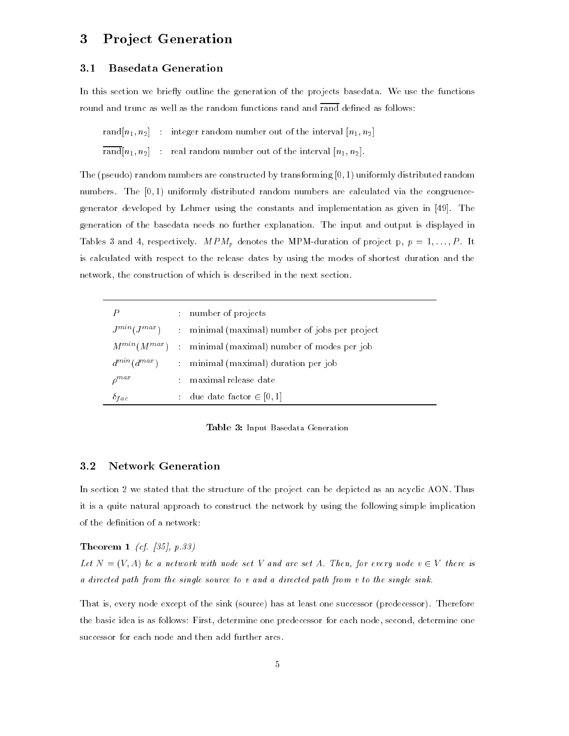## 3 Project Generation

### 3.1 Basedata Generation

In this section we briefly outline the generation of the projects basedata. We use the functions round and trunc as well as the random functions rand and $\overline{\text{rand}}$ defined as follows:

$\text{rand}[n_1, n_2]$ : integer random number out of the interval $[n_1, n_2]$

$\overline{\text{rand}}[n_1, n_2]$ : real random number out of the interval $[n_1, n_2]$.

The (pseudo) random numbers are constructed by transforming $[0, 1)$ uniformly distributed random numbers. The $[0, 1)$ uniformly distributed random numbers are calculated via the congruence-generator developed by Lehmer using the constants and implementation as given in [49]. The generation of the basedata needs no further explanation. The input and output is displayed in Tables 3 and 4, respectively. $MPM_p$ denotes the MPM-duration of project p, $p = 1, \ldots, P$. It is calculated with respect to the release dates by using the modes of shortest duration and the network, the construction of which is described in the next section.

| | | |
|---|---|---|
| $P$ | : | number of projects |
| $J^{min}(J^{max})$ | : | minimal (maximal) number of jobs per project |
| $M^{min}(M^{max})$ | : | minimal (maximal) number of modes per job |
| $d^{min}(d^{max})$ | : | minimal (maximal) duration per job |
| $\rho^{max}$ | : | maximal release date |
| $\delta_{fac}$ | : | due date factor $\in [0, 1]$ |

**Table 3:** Input Basedata Generation

### 3.2 Network Generation

In section 2 we stated that the structure of the project can be depicted as an acyclic AON. Thus it is a quite natural approach to construct the network by using the following simple implication of the definition of a network:

**Theorem 1** *(cf. [35], p.33)*
*Let $N = (V, A)$ be a network with node set $V$ and arc set $A$. Then, for every node $v \in V$ there is a directed path from the single source to $v$ and a directed path from $v$ to the single sink.*

That is, every node except of the sink (source) has at least one successor (predecessor). Therefore the basic idea is as follows: First, determine one predecessor for each node, second, determine one successor for each node and then add further arcs.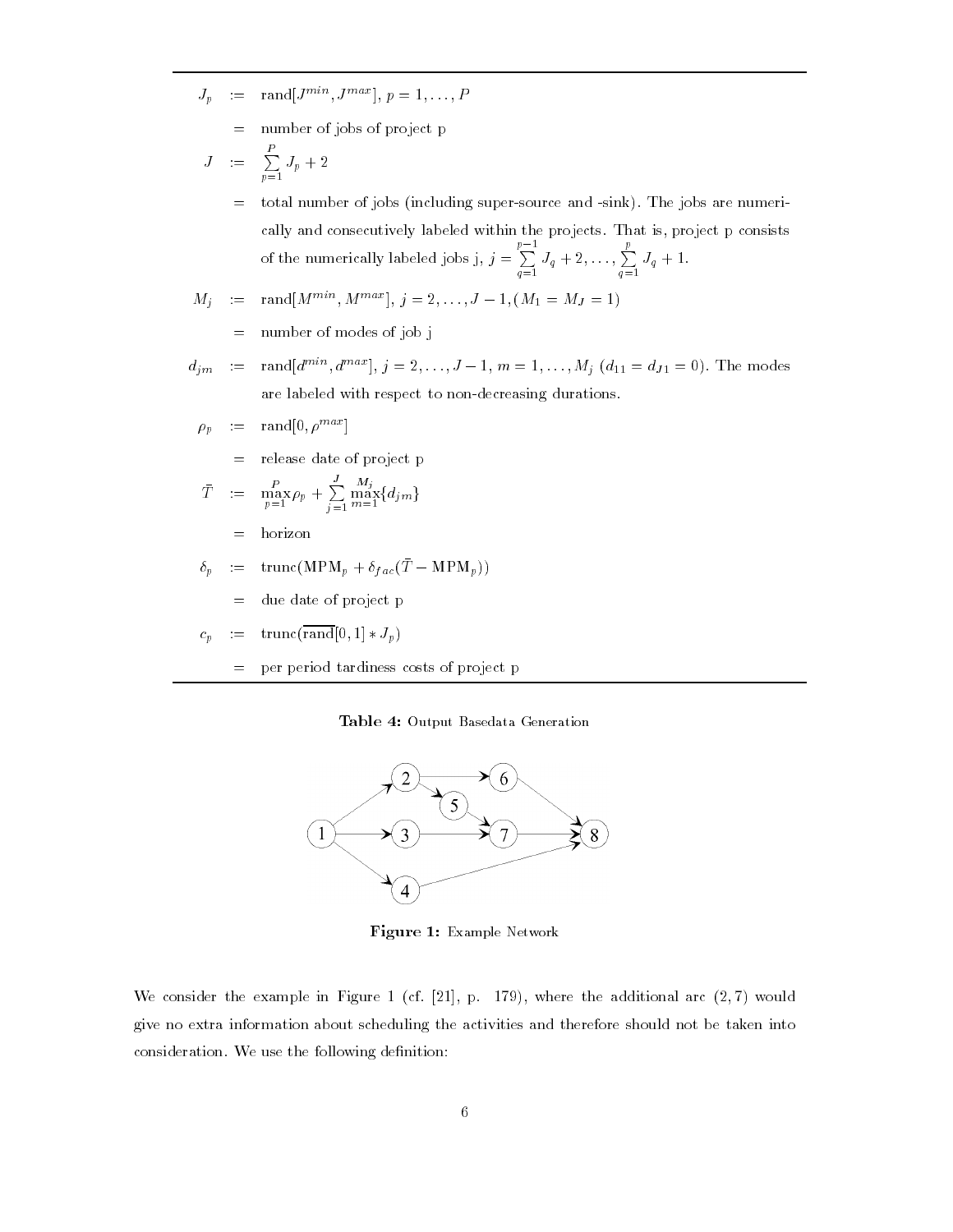| | | |
|---|---|---|
| $J_p$ | $:=$ | $\text{rand}[J^{min}, J^{max}]$, $p = 1, \ldots, P$ |
| | $=$ | number of jobs of project p |
| $J$ | $:=$ | $\sum_{p=1}^{P} J_p + 2$ |
| | $=$ | total number of jobs (including super-source and -sink). The jobs are numerically and consecutively labeled within the projects. That is, project p consists of the numerically labeled jobs j, $j = \sum_{q=1}^{p-1} J_q + 2, \ldots, \sum_{q=1}^{p} J_q + 1$. |
| $M_j$ | $:=$ | $\text{rand}[M^{min}, M^{max}]$, $j = 2, \ldots, J-1, (M_1 = M_J = 1)$ |
| | $=$ | number of modes of job j |
| $d_{jm}$ | $:=$ | $\text{rand}[d^{min}, d^{max}]$, $j = 2, \ldots, J-1$, $m = 1, \ldots, M_j$ ($d_{11} = d_{J1} = 0$). The modes are labeled with respect to non-decreasing durations. |
| $\rho_p$ | $:=$ | $\text{rand}[0, \rho^{max}]$ |
| | $=$ | release date of project p |
| $\bar{T}$ | $:=$ | $\max_{p=1}^{P} \rho_p + \sum_{j=1}^{J} \max_{m=1}^{M_j} \{d_{jm}\}$ |
| | $=$ | horizon |
| $\delta_p$ | $:=$ | $\text{trunc}(\text{MPM}_p + \delta_{fac}(\bar{T} - \text{MPM}_p))$ |
| | $=$ | due date of project p |
| $c_p$ | $:=$ | $\text{trunc}(\overline{\text{rand}}[0,1] * J_p)$ |
| | $=$ | per period tardiness costs of project p |

**Table 4:** Output Basedata Generation

**Figure 1:** Example Network

We consider the example in Figure 1 (cf. [21], p. 179), where the additional arc $(2, 7)$ would give no extra information about scheduling the activities and therefore should not be taken into consideration. We use the following definition: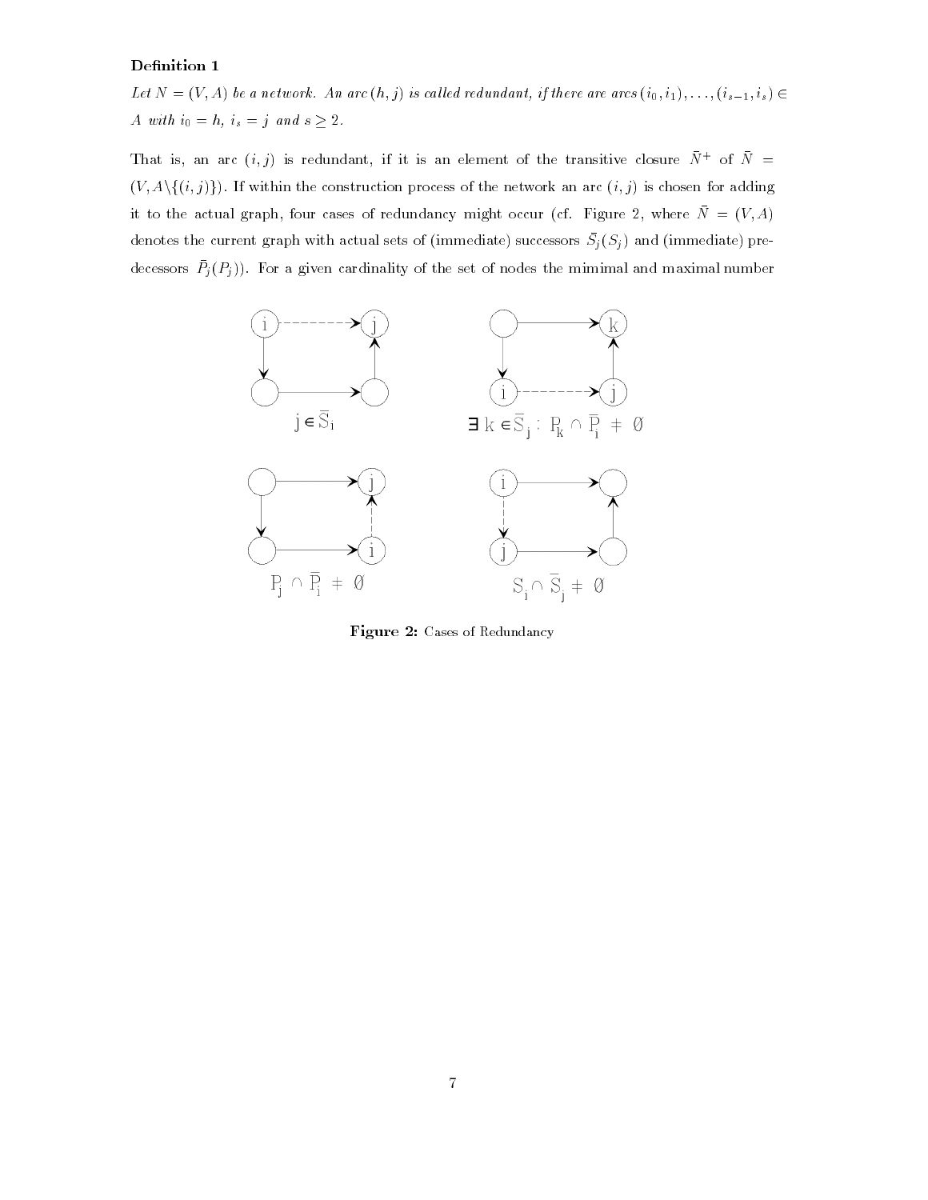**Definition 1**

*Let $N = (V, A)$ be a network. An arc $(h, j)$ is called redundant, if there are arcs $(i_0, i_1), \ldots, (i_{s-1}, i_s) \in A$ with $i_0 = h$, $i_s = j$ and $s \geq 2$.*

That is, an arc $(i, j)$ is redundant, if it is an element of the transitive closure $\bar{N}^+$ of $\bar{N} = (V, A \backslash \{(i, j)\})$. If within the construction process of the network an arc $(i, j)$ is chosen for adding it to the actual graph, four cases of redundancy might occur (cf. Figure 2, where $\bar{N} = (V, A)$ denotes the current graph with actual sets of (immediate) successors $\bar{S}_j (S_j)$ and (immediate) predecessors $\bar{P}_j (P_j)$). For a given cardinality of the set of nodes the mimimal and maximal number

$j \in \bar{S}_i$

$\exists\, k \in \bar{S}_j : P_k \cap \bar{P}_i \neq \emptyset$

$P_j \cap \bar{P}_i \neq \emptyset$

$S_i \cap \bar{S}_j \neq \emptyset$

**Figure 2:** Cases of Redundancy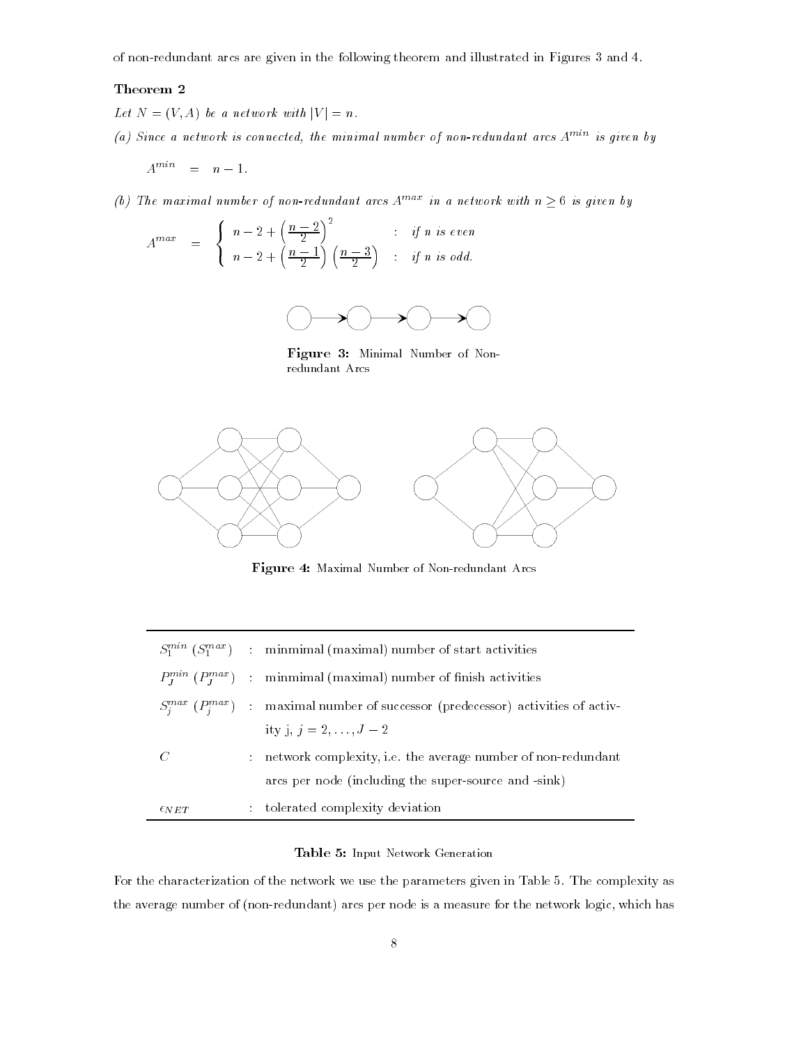of non-redundant arcs are given in the following theorem and illustrated in Figures 3 and 4.

**Theorem 2**

*Let $N = (V, A)$ be a network with $|V| = n$.*

*(a) Since a network is connected, the minimal number of non-redundant arcs $A^{min}$ is given by*

$$A^{min} \quad = \quad n - 1.$$

*(b) The maximal number of non-redundant arcs $A^{max}$ in a network with $n \geq 6$ is given by*

$$A^{max} \quad = \quad \begin{cases} n - 2 + \left(\frac{n-2}{2}\right)^2 & : \text{ if } n \text{ is even} \\ n - 2 + \left(\frac{n-1}{2}\right)\left(\frac{n-3}{2}\right) & : \text{ if } n \text{ is odd.} \end{cases}$$

**Figure 3:** Minimal Number of Non-redundant Arcs

**Figure 4:** Maximal Number of Non-redundant Arcs

| | | |
|---|---|---|
| $S_1^{min}$ ($S_1^{max}$) | : | minmimal (maximal) number of start activities |
| $P_J^{min}$ ($P_J^{max}$) | : | minmimal (maximal) number of finish activities |
| $S_j^{max}$ ($P_j^{max}$) | : | maximal number of successor (predecessor) activities of activity j, $j = 2, \ldots, J-2$ |
| $C$ | : | network complexity, i.e. the average number of non-redundant arcs per node (including the super-source and -sink) |
| $\epsilon_{NET}$ | : | tolerated complexity deviation |

**Table 5:** Input Network Generation

For the characterization of the network we use the parameters given in Table 5. The complexity as the average number of (non-redundant) arcs per node is a measure for the network logic, which has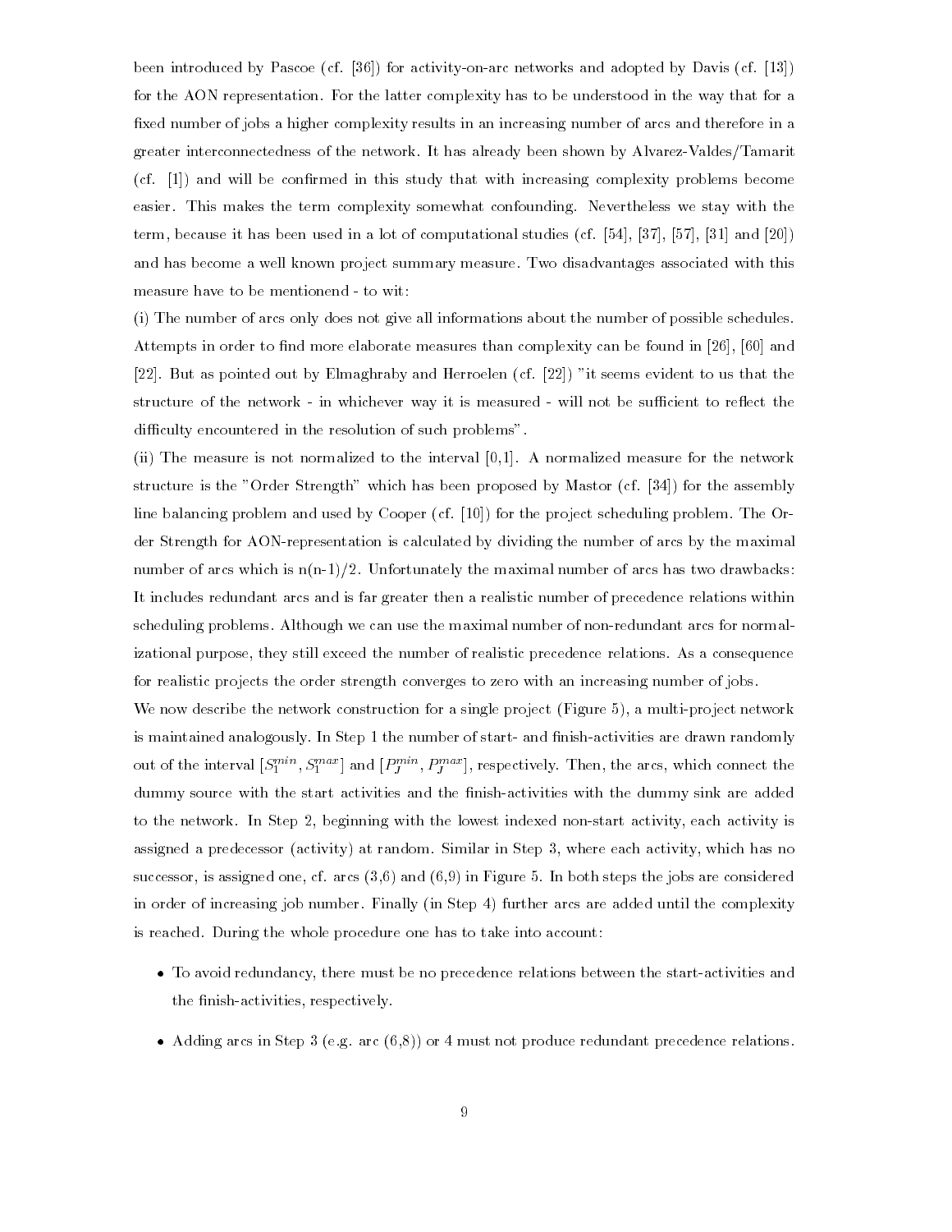been introduced by Pascoe (cf. [36]) for activity-on-arc networks and adopted by Davis (cf. [13]) for the AON representation. For the latter complexity has to be understood in the way that for a fixed number of jobs a higher complexity results in an increasing number of arcs and therefore in a greater interconnectedness of the network. It has already been shown by Alvarez-Valdes/Tamarit (cf. [1]) and will be confirmed in this study that with increasing complexity problems become easier. This makes the term complexity somewhat confounding. Nevertheless we stay with the term, because it has been used in a lot of computational studies (cf. [54], [37], [57], [31] and [20]) and has become a well known project summary measure. Two disadvantages associated with this measure have to be mentionend - to wit:

(i) The number of arcs only does not give all informations about the number of possible schedules. Attempts in order to find more elaborate measures than complexity can be found in [26], [60] and [22]. But as pointed out by Elmaghraby and Herroelen (cf. [22]) "it seems evident to us that the structure of the network - in whichever way it is measured - will not be sufficient to reflect the difficulty encountered in the resolution of such problems".

(ii) The measure is not normalized to the interval [0,1]. A normalized measure for the network structure is the "Order Strength" which has been proposed by Mastor (cf. [34]) for the assembly line balancing problem and used by Cooper (cf. [10]) for the project scheduling problem. The Order Strength for AON-representation is calculated by dividing the number of arcs by the maximal number of arcs which is n(n-1)/2. Unfortunately the maximal number of arcs has two drawbacks: It includes redundant arcs and is far greater then a realistic number of precedence relations within scheduling problems. Although we can use the maximal number of non-redundant arcs for normalizational purpose, they still exceed the number of realistic precedence relations. As a consequence for realistic projects the order strength converges to zero with an increasing number of jobs.

We now describe the network construction for a single project (Figure 5), a multi-project network is maintained analogously. In Step 1 the number of start- and finish-activities are drawn randomly out of the interval $[S_1^{min}, S_1^{max}]$ and $[P_J^{min}, P_J^{max}]$, respectively. Then, the arcs, which connect the dummy source with the start activities and the finish-activities with the dummy sink are added to the network. In Step 2, beginning with the lowest indexed non-start activity, each activity is assigned a predecessor (activity) at random. Similar in Step 3, where each activity, which has no successor, is assigned one, cf. arcs (3,6) and (6,9) in Figure 5. In both steps the jobs are considered in order of increasing job number. Finally (in Step 4) further arcs are added until the complexity is reached. During the whole procedure one has to take into account:

- To avoid redundancy, there must be no precedence relations between the start-activities and the finish-activities, respectively.
- Adding arcs in Step 3 (e.g. arc (6,8)) or 4 must not produce redundant precedence relations.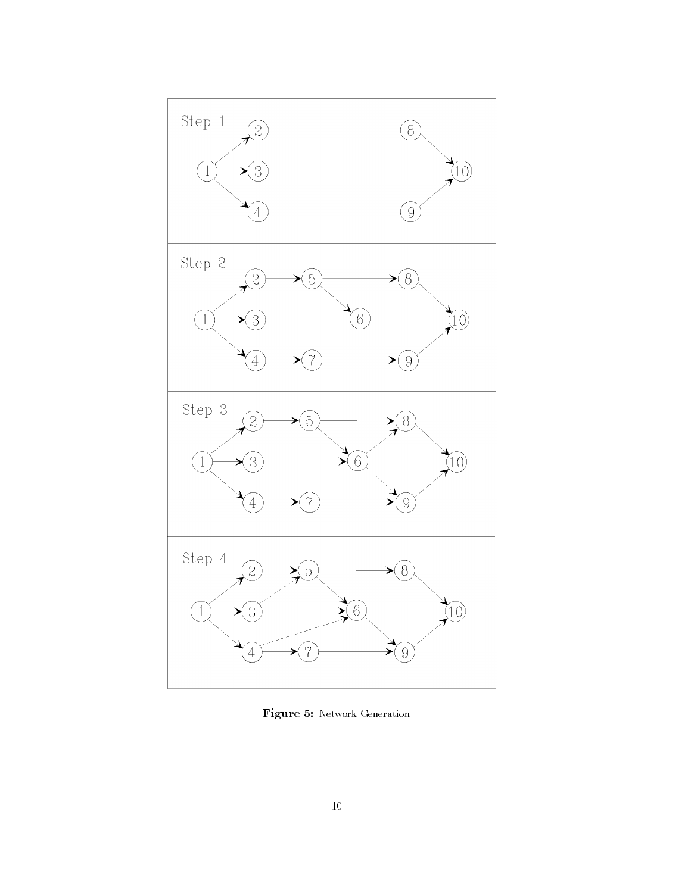**Figure 5:** Network Generation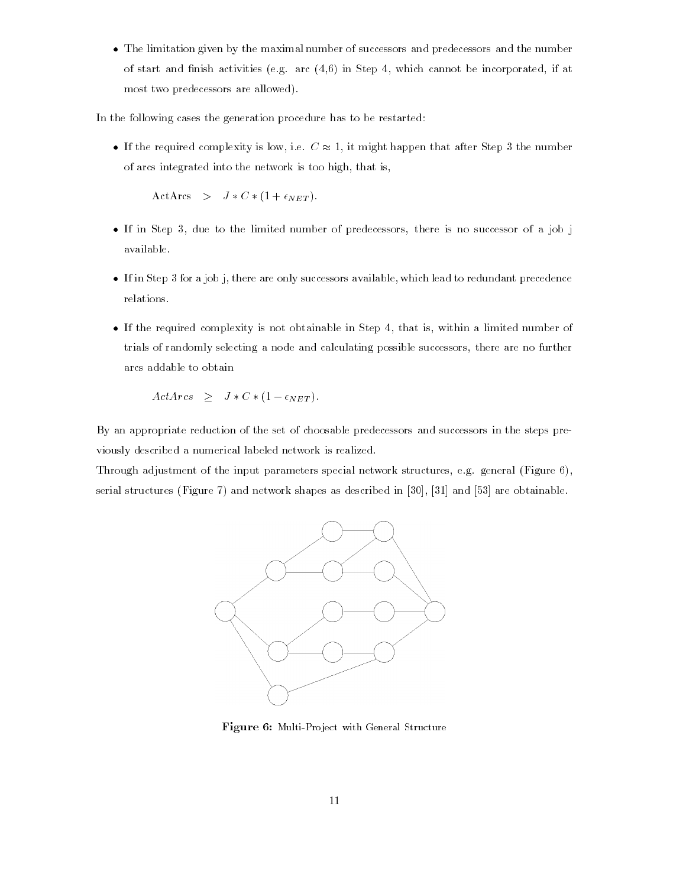- The limitation given by the maximal number of successors and predecessors and the number of start and finish activities (e.g. arc (4,6) in Step 4, which cannot be incorporated, if at most two predecessors are allowed).

In the following cases the generation procedure has to be restarted:

- If the required complexity is low, i.e. $C \approx 1$, it might happen that after Step 3 the number of arcs integrated into the network is too high, that is,

$$\text{ActArcs} \quad > \quad J * C * (1 + \epsilon_{NET}).$$

- If in Step 3, due to the limited number of predecessors, there is no successor of a job j available.

- If in Step 3 for a job j, there are only successors available, which lead to redundant precedence relations.

- If the required complexity is not obtainable in Step 4, that is, within a limited number of trials of randomly selecting a node and calculating possible successors, there are no further arcs addable to obtain

$$ActArcs \quad \geq \quad J * C * (1 - \epsilon_{NET}).$$

By an appropriate reduction of the set of choosable predecessors and successors in the steps previously described a numerical labeled network is realized.

Through adjustment of the input parameters special network structures, e.g. general (Figure 6), serial structures (Figure 7) and network shapes as described in [30], [31] and [53] are obtainable.

**Figure 6:** Multi-Project with General Structure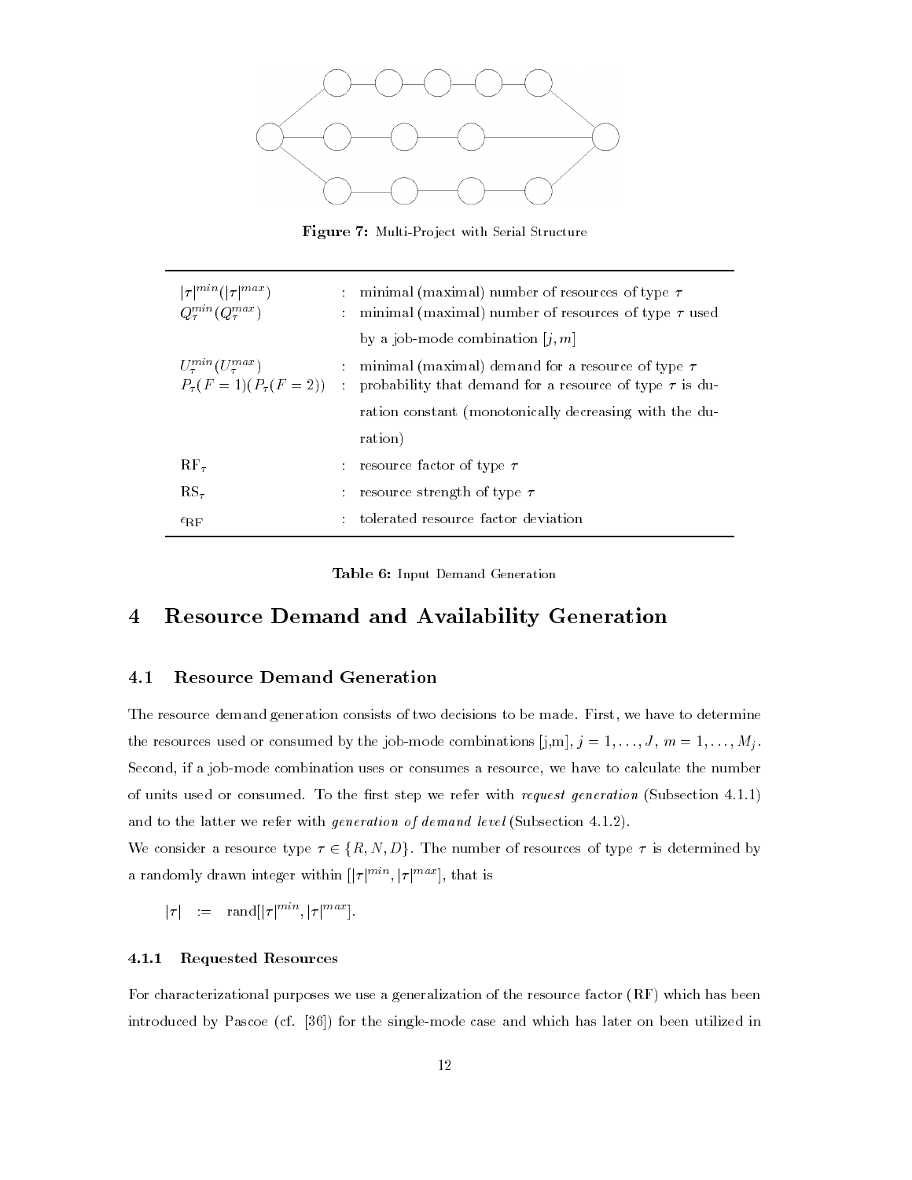**Figure 7:** Multi-Project with Serial Structure

| | | |
|---|---|---|
| $\lvert\tau\rvert^{min}(\lvert\tau\rvert^{max})$ | : | minimal (maximal) number of resources of type $\tau$ |
| $Q_\tau^{min}(Q_\tau^{max})$ | : | minimal (maximal) number of resources of type $\tau$ used by a job-mode combination $[j, m]$ |
| $U_\tau^{min}(U_\tau^{max})$ | : | minimal (maximal) demand for a resource of type $\tau$ |
| $P_\tau(F=1)(P_\tau(F=2))$ | : | probability that demand for a resource of type $\tau$ is duration constant (monotonically decreasing with the duration) |
| $\mathrm{RF}_\tau$ | : | resource factor of type $\tau$ |
| $\mathrm{RS}_\tau$ | : | resource strength of type $\tau$ |
| $\epsilon_{\mathrm{RF}}$ | : | tolerated resource factor deviation |

**Table 6:** Input Demand Generation

# 4 Resource Demand and Availability Generation

## 4.1 Resource Demand Generation

The resource demand generation consists of two decisions to be made. First, we have to determine the resources used or consumed by the job-mode combinations [j,m], $j = 1, \ldots, J$, $m = 1, \ldots, M_j$. Second, if a job-mode combination uses or consumes a resource, we have to calculate the number of units used or consumed. To the first step we refer with *request generation* (Subsection 4.1.1) and to the latter we refer with *generation of demand level* (Subsection 4.1.2).

We consider a resource type $\tau \in \{R, N, D\}$. The number of resources of type $\tau$ is determined by a randomly drawn integer within $[\lvert\tau\rvert^{min}, \lvert\tau\rvert^{max}]$, that is

$$\lvert\tau\rvert \;:=\; \text{rand}[\lvert\tau\rvert^{min}, \lvert\tau\rvert^{max}].$$

### 4.1.1 Requested Resources

For characterizational purposes we use a generalization of the resource factor (RF) which has been introduced by Pascoe (cf. [36]) for the single-mode case and which has later on been utilized in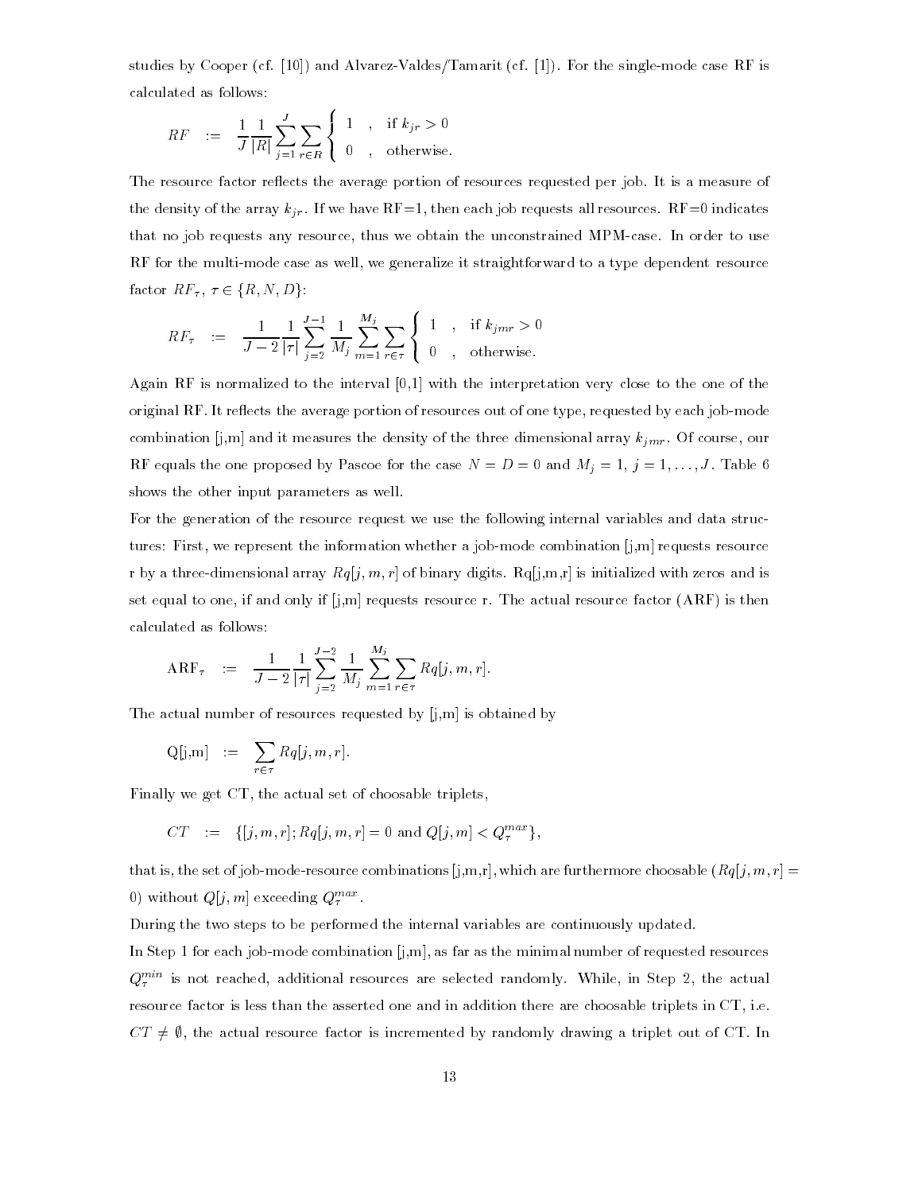studies by Cooper (cf. [10]) and Alvarez-Valdes/Tamarit (cf. [1]). For the single-mode case RF is calculated as follows:

$$RF \quad := \quad \frac{1}{J}\frac{1}{|R|}\sum_{j=1}^{J}\sum_{r\in R}\begin{cases} 1 & , \quad \text{if } k_{jr} > 0 \\ 0 & , \quad \text{otherwise.}\end{cases}$$

The resource factor reflects the average portion of resources requested per job. It is a measure of the density of the array $k_{jr}$. If we have RF=1, then each job requests all resources. RF=0 indicates that no job requests any resource, thus we obtain the unconstrained MPM-case. In order to use RF for the multi-mode case as well, we generalize it straightforward to a type dependent resource factor $RF_\tau$, $\tau \in \{R, N, D\}$:

$$RF_\tau \quad := \quad \frac{1}{J-2}\frac{1}{|\tau|}\sum_{j=2}^{J-1}\frac{1}{M_j}\sum_{m=1}^{M_j}\sum_{r\in \tau}\begin{cases} 1 & , \quad \text{if } k_{jmr} > 0 \\ 0 & , \quad \text{otherwise.}\end{cases}$$

Again RF is normalized to the interval [0,1] with the interpretation very close to the one of the original RF. It reflects the average portion of resources out of one type, requested by each job-mode combination [j,m] and it measures the density of the three dimensional array $k_{jmr}$. Of course, our RF equals the one proposed by Pascoe for the case $N = D = 0$ and $M_j = 1$, $j = 1, \ldots, J$. Table 6 shows the other input parameters as well.

For the generation of the resource request we use the following internal variables and data structures: First, we represent the information whether a job-mode combination [j,m] requests resource r by a three-dimensional array $Rq[j, m, r]$ of binary digits. Rq[j,m,r] is initialized with zeros and is set equal to one, if and only if [j,m] requests resource r. The actual resource factor (ARF) is then calculated as follows:

$$\text{ARF}_\tau \quad := \quad \frac{1}{J-2}\frac{1}{|\tau|}\sum_{j=2}^{J-2}\frac{1}{M_j}\sum_{m=1}^{M_j}\sum_{r\in\tau} Rq[j, m, r].$$

The actual number of resources requested by [j,m] is obtained by

$$\text{Q[j,m]} \quad := \quad \sum_{r\in\tau} Rq[j, m, r].$$

Finally we get CT, the actual set of choosable triplets,

$$CT \quad := \quad \{[j, m, r]; Rq[j, m, r] = 0 \text{ and } Q[j, m] < Q_\tau^{max}\},$$

that is, the set of job-mode-resource combinations [j,m,r], which are furthermore choosable ($Rq[j, m, r] = 0$) without $Q[j, m]$ exceeding $Q_\tau^{max}$.

During the two steps to be performed the internal variables are continuously updated.

In Step 1 for each job-mode combination [j,m], as far as the minimal number of requested resources $Q_\tau^{min}$ is not reached, additional resources are selected randomly. While, in Step 2, the actual resource factor is less than the asserted one and in addition there are choosable triplets in CT, i.e. $CT \neq \emptyset$, the actual resource factor is incremented by randomly drawing a triplet out of CT. In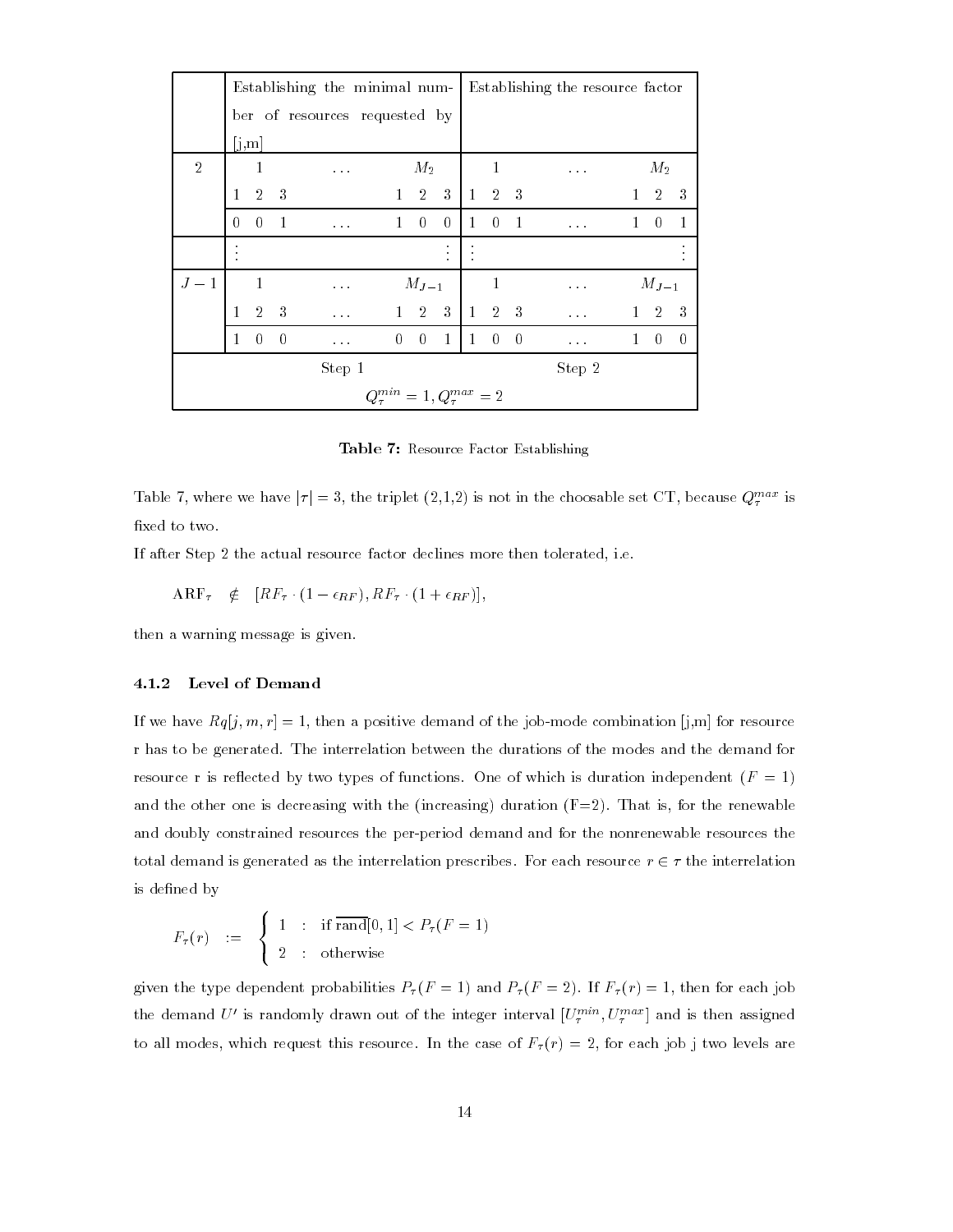| | Establishing the minimal number of resources requested by [j,m] | | | | | | | | | Establishing the resource factor | | | | | | | | |
|---|---|---|---|---|---|---|---|---|---|---|---|---|---|---|---|---|---|---|
| 2 | 1 | | | … | | $M_2$ | | | | 1 | | | … | | $M_2$ | | | |
| | 1 | 2 | 3 | | | 1 | 2 | 3 | | 1 | 2 | 3 | | | 1 | 2 | 3 | |
| | 0 | 0 | 1 | … | | 1 | 0 | 0 | | 1 | 0 | 1 | … | | 1 | 0 | 1 | |
| | ⋮ | | | | | | | ⋮ | | ⋮ | | | | | | | ⋮ | |
| $J-1$ | 1 | | | … | | $M_{J-1}$ | | | | 1 | | | … | | $M_{J-1}$ | | | |
| | 1 | 2 | 3 | … | | 1 | 2 | 3 | | 1 | 2 | 3 | … | | 1 | 2 | 3 | |
| | 1 | 0 | 0 | … | | 0 | 0 | 1 | | 1 | 0 | 0 | … | | 1 | 0 | 0 | |
| | Step 1 | | | | | | | | | Step 2 | | | | | | | | |
| | $Q_\tau^{min} = 1, Q_\tau^{max} = 2$ | | | | | | | | | | | | | | | | | |

**Table 7:** Resource Factor Establishing

Table 7, where we have $|\tau| = 3$, the triplet (2,1,2) is not in the choosable set CT, because $Q_\tau^{max}$ is fixed to two.

If after Step 2 the actual resource factor declines more then tolerated, i.e.

$$\text{ARF}_\tau \quad \notin \quad [RF_\tau \cdot (1 - \epsilon_{RF}), RF_\tau \cdot (1 + \epsilon_{RF})],$$

then a warning message is given.

#### 4.1.2 Level of Demand

If we have $Rq[j, m, r] = 1$, then a positive demand of the job-mode combination [j,m] for resource r has to be generated. The interrelation between the durations of the modes and the demand for resource r is reflected by two types of functions. One of which is duration independent ($F = 1$) and the other one is decreasing with the (increasing) duration (F=2). That is, for the renewable and doubly constrained resources the per-period demand and for the nonrenewable resources the total demand is generated as the interrelation prescribes. For each resource $r \in \tau$ the interrelation is defined by

$$F_\tau(r) \quad := \quad \begin{cases} 1 & : \text{ if } \overline{\text{rand}}[0,1] < P_\tau(F = 1) \\ 2 & : \text{ otherwise} \end{cases}$$

given the type dependent probabilities $P_\tau(F = 1)$ and $P_\tau(F = 2)$. If $F_\tau(r) = 1$, then for each job the demand $U'$ is randomly drawn out of the integer interval $[U_\tau^{min}, U_\tau^{max}]$ and is then assigned to all modes, which request this resource. In the case of $F_\tau(r) = 2$, for each job j two levels are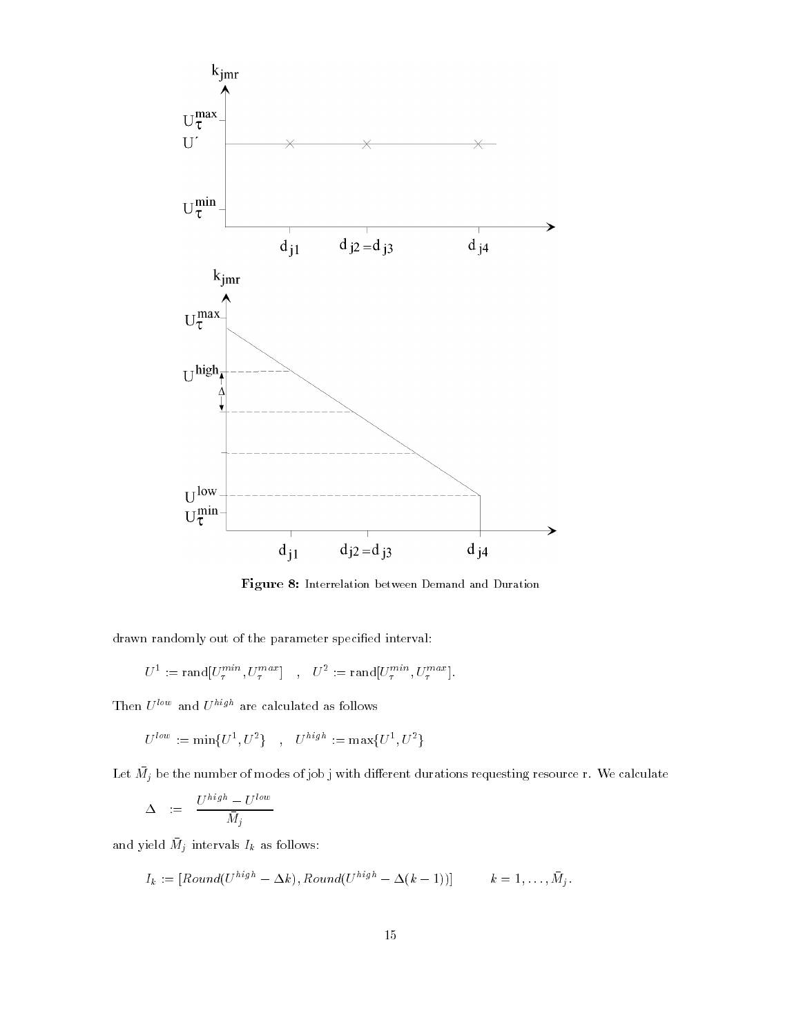**Figure 8:** Interrelation between Demand and Duration

drawn randomly out of the parameter specified interval:

$$U^1 := \text{rand}[U_\tau^{min}, U_\tau^{max}] \quad , \quad U^2 := \text{rand}[U_\tau^{min}, U_\tau^{max}].$$

Then $U^{low}$ and $U^{high}$ are calculated as follows

$$U^{low} := \min\{U^1, U^2\} \quad , \quad U^{high} := \max\{U^1, U^2\}$$

Let $\bar{M}_j$ be the number of modes of job j with different durations requesting resource r. We calculate

$$\Delta \quad := \quad \frac{U^{high} - U^{low}}{\bar{M}_j}$$

and yield $\bar{M}_j$ intervals $I_k$ as follows:

$$I_k := [Round(U^{high} - \Delta k), Round(U^{high} - \Delta(k-1))] \qquad k = 1, \ldots, \bar{M}_j.$$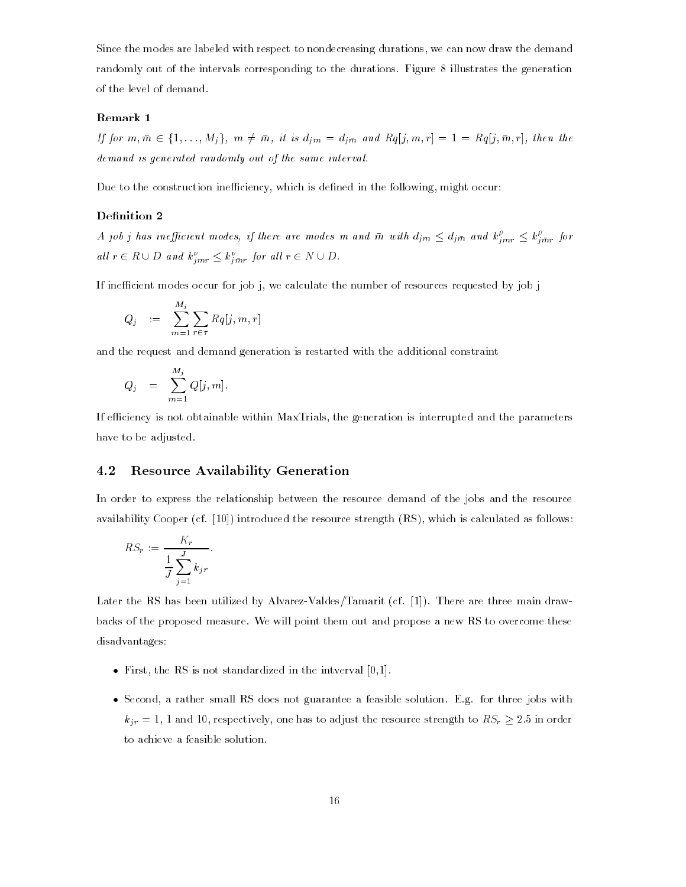Since the modes are labeled with respect to nondecreasing durations, we can now draw the demand randomly out of the intervals corresponding to the durations. Figure 8 illustrates the generation of the level of demand.

**Remark 1**

*If for $m, \bar{m} \in \{1, \ldots, M_j\}$, $m \neq \bar{m}$, it is $d_{jm} = d_{j\bar{m}}$ and $Rq[j,m,r] = 1 = Rq[j,\bar{m},r]$, then the demand is generated randomly out of the same interval.*

Due to the construction inefficiency, which is defined in the following, might occur:

**Definition 2**

*A job j has inefficient modes, if there are modes m and $\bar{m}$ with $d_{jm} \leq d_{j\bar{m}}$ and $k^{\rho}_{jmr} \leq k^{\rho}_{j\bar{m}r}$ for all $r \in R \cup D$ and $k^{\nu}_{jmr} \leq k^{\nu}_{j\bar{m}r}$ for all $r \in N \cup D$.*

If inefficient modes occur for job j, we calculate the number of resources requested by job j

$$Q_j \ := \ \sum_{m=1}^{M_j} \sum_{r \in \tau} Rq[j,m,r]$$

and the request and demand generation is restarted with the additional constraint

$$Q_j \ = \ \sum_{m=1}^{M_j} Q[j,m].$$

If efficiency is not obtainable within MaxTrials, the generation is interrupted and the parameters have to be adjusted.

## 4.2 Resource Availability Generation

In order to express the relationship between the resource demand of the jobs and the resource availability Cooper (cf. [10]) introduced the resource strength (RS), which is calculated as follows:

$$RS_r := \frac{K_r}{\frac{1}{J}\sum_{j=1}^{J} k_{jr}}.$$

Later the RS has been utilized by Alvarez-Valdes/Tamarit (cf. [1]). There are three main drawbacks of the proposed measure. We will point them out and propose a new RS to overcome these disadvantages:

- First, the RS is not standardized in the intverval [0,1].
- Second, a rather small RS does not guarantee a feasible solution. E.g. for three jobs with $k_{jr} = 1$, 1 and 10, respectively, one has to adjust the resource strength to $RS_r \geq 2.5$ in order to achieve a feasible solution.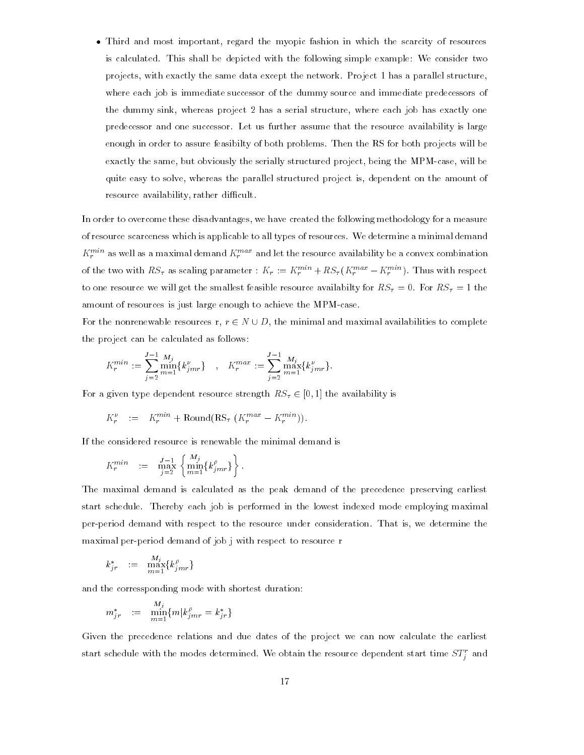- Third and most important, regard the myopic fashion in which the scarcity of resources is calculated. This shall be depicted with the following simple example: We consider two projects, with exactly the same data except the network. Project 1 has a parallel structure, where each job is immediate successor of the dummy source and immediate predecessors of the dummy sink, whereas project 2 has a serial structure, where each job has exactly one predecessor and one successor. Let us further assume that the resource availability is large enough in order to assure feasibilty of both problems. Then the RS for both projects will be exactly the same, but obviously the serially structured project, being the MPM-case, will be quite easy to solve, whereas the parallel structured project is, dependent on the amount of resource availability, rather difficult.

In order to overcome these disadvantages, we have created the following methodology for a measure of resource scarceness which is applicable to all types of resources. We determine a minimal demand $K_r^{min}$ as well as a maximal demand $K_r^{max}$ and let the resource availability be a convex combination of the two with $RS_\tau$ as scaling parameter : $K_r := K_r^{min} + RS_\tau(K_r^{max} - K_r^{min})$. Thus with respect to one resource we will get the smallest feasible resource availabilty for $RS_\tau = 0$. For $RS_\tau = 1$ the amount of resources is just large enough to achieve the MPM-case.

For the nonrenewable resources r, $r \in N \cup D$, the minimal and maximal availabilities to complete the project can be calculated as follows:

$$K_r^{min} := \sum_{j=2}^{J-1} \min_{m=1}^{M_j}\{k_{jmr}^{\nu}\} \quad , \quad K_r^{max} := \sum_{j=2}^{J-1} \max_{m=1}^{M_j}\{k_{jmr}^{\nu}\}.$$

For a given type dependent resource strength $RS_\tau \in [0,1]$ the availability is

$$K_r^{\nu} \quad := \quad K_r^{min} + \text{Round}(\text{RS}_\tau \; (K_r^{max} - K_r^{min})).$$

If the considered resource is renewable the minimal demand is

$$K_r^{min} \quad := \quad \max_{j=2}^{J-1} \left\{ \min_{m=1}^{M_j}\{k_{jmr}^{\rho}\} \right\}.$$

The maximal demand is calculated as the peak demand of the precedence preserving earliest start schedule. Thereby each job is performed in the lowest indexed mode employing maximal per-period demand with respect to the resource under consideration. That is, we determine the maximal per-period demand of job j with respect to resource r

$$k_{jr}^* \quad := \quad \max_{m=1}^{M_j}\{k_{jmr}^{\rho}\}$$

and the corressponding mode with shortest duration:

$$m_{jr}^* \quad := \quad \min_{m=1}^{M_j}\{m | k_{jmr}^{\rho} = k_{jr}^*\}$$

Given the precedence relations and due dates of the project we can now calculate the earliest start schedule with the modes determined. We obtain the resource dependent start time $ST_j^r$ and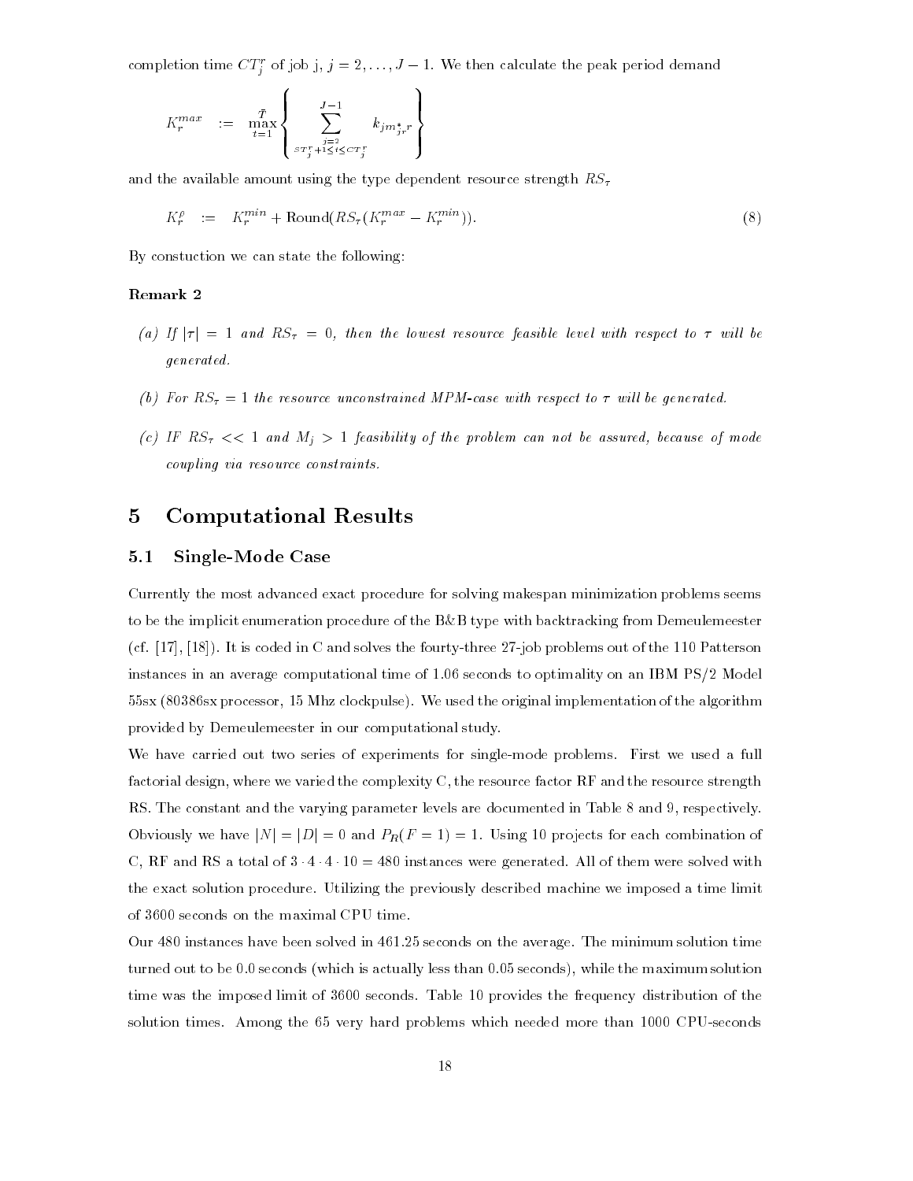completion time $CT_j^r$ of job j, $j = 2, \ldots, J-1$. We then calculate the peak period demand

$$K_r^{max} \quad := \quad \max_{t=1}^{\bar{T}} \left\{ \sum_{\substack{j=2 \\ ST_j^r+1 \leq t \leq CT_j^r}}^{J-1} k_{jm_{jr}^*r} \right\}$$

and the available amount using the type dependent resource strength $RS_\tau$

$$K_r^\rho \quad := \quad K_r^{min} + \text{Round}(RS_\tau(K_r^{max} - K_r^{min})). \tag{8}$$

By constuction we can state the following:

**Remark 2**

*(a) If $|\tau| = 1$ and $RS_\tau = 0$, then the lowest resource feasible level with respect to $\tau$ will be generated.*

*(b) For $RS_\tau = 1$ the resource unconstrained MPM-case with respect to $\tau$ will be generated.*

*(c) IF $RS_\tau << 1$ and $M_j > 1$ feasibility of the problem can not be assured, because of mode coupling via resource constraints.*

# 5 Computational Results

## 5.1 Single-Mode Case

Currently the most advanced exact procedure for solving makespan minimization problems seems to be the implicit enumeration procedure of the B&B type with backtracking from Demeulemeester (cf. [17], [18]). It is coded in C and solves the fourty-three 27-job problems out of the 110 Patterson instances in an average computational time of 1.06 seconds to optimality on an IBM PS/2 Model 55sx (80386sx processor, 15 Mhz clockpulse). We used the original implementation of the algorithm provided by Demeulemeester in our computational study.

We have carried out two series of experiments for single-mode problems. First we used a full factorial design, where we varied the complexity C, the resource factor RF and the resource strength RS. The constant and the varying parameter levels are documented in Table 8 and 9, respectively. Obviously we have $|N| = |D| = 0$ and $P_R(F = 1) = 1$. Using 10 projects for each combination of C, RF and RS a total of $3 \cdot 4 \cdot 4 \cdot 10 = 480$ instances were generated. All of them were solved with the exact solution procedure. Utilizing the previously described machine we imposed a time limit of 3600 seconds on the maximal CPU time.

Our 480 instances have been solved in 461.25 seconds on the average. The minimum solution time turned out to be 0.0 seconds (which is actually less than 0.05 seconds), while the maximum solution time was the imposed limit of 3600 seconds. Table 10 provides the frequency distribution of the solution times. Among the 65 very hard problems which needed more than 1000 CPU-seconds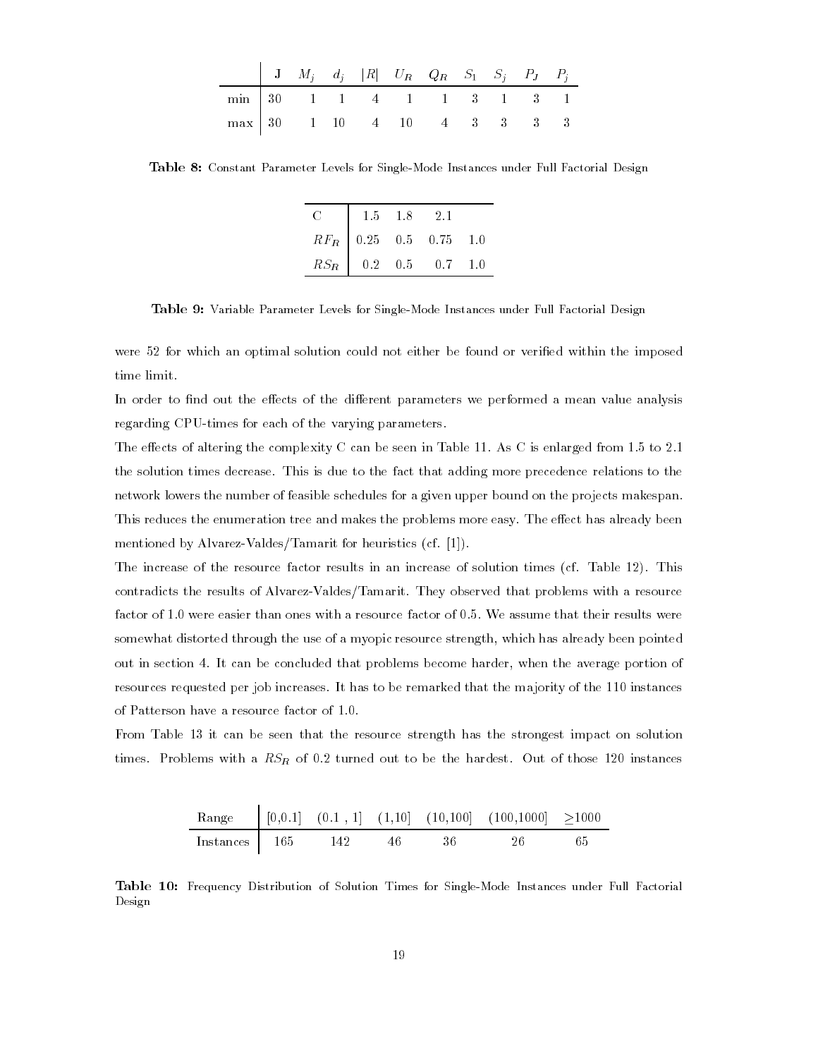| | J | $M_j$ | $d_j$ | $\|R\|$ | $U_R$ | $Q_R$ | $S_1$ | $S_j$ | $P_J$ | $P_j$ |
|---|---|---|---|---|---|---|---|---|---|---|
| min | 30 | 1 | 1 | 4 | 1 | 1 | 3 | 1 | 3 | 1 |
| max | 30 | 1 | 10 | 4 | 10 | 4 | 3 | 3 | 3 | 3 |

**Table 8:** Constant Parameter Levels for Single-Mode Instances under Full Factorial Design

| | | | | |
|---|---|---|---|---|
| C | 1.5 | 1.8 | 2.1 | |
| $RF_R$ | 0.25 | 0.5 | 0.75 | 1.0 |
| $RS_R$ | 0.2 | 0.5 | 0.7 | 1.0 |

**Table 9:** Variable Parameter Levels for Single-Mode Instances under Full Factorial Design

were 52 for which an optimal solution could not either be found or verified within the imposed time limit.

In order to find out the effects of the different parameters we performed a mean value analysis regarding CPU-times for each of the varying parameters.

The effects of altering the complexity C can be seen in Table 11. As C is enlarged from 1.5 to 2.1 the solution times decrease. This is due to the fact that adding more precedence relations to the network lowers the number of feasible schedules for a given upper bound on the projects makespan. This reduces the enumeration tree and makes the problems more easy. The effect has already been mentioned by Alvarez-Valdes/Tamarit for heuristics (cf. [1]).

The increase of the resource factor results in an increase of solution times (cf. Table 12). This contradicts the results of Alvarez-Valdes/Tamarit. They observed that problems with a resource factor of 1.0 were easier than ones with a resource factor of 0.5. We assume that their results were somewhat distorted through the use of a myopic resource strength, which has already been pointed out in section 4. It can be concluded that problems become harder, when the average portion of resources requested per job increases. It has to be remarked that the majority of the 110 instances of Patterson have a resource factor of 1.0.

From Table 13 it can be seen that the resource strength has the strongest impact on solution times. Problems with a $RS_R$ of 0.2 turned out to be the hardest. Out of those 120 instances

| Range | [0,0.1] | (0.1 , 1] | (1,10] | (10,100] | (100,1000] | $\geq$1000 |
|---|---|---|---|---|---|---|
| Instances | 165 | 142 | 46 | 36 | 26 | 65 |

**Table 10:** Frequency Distribution of Solution Times for Single-Mode Instances under Full Factorial Design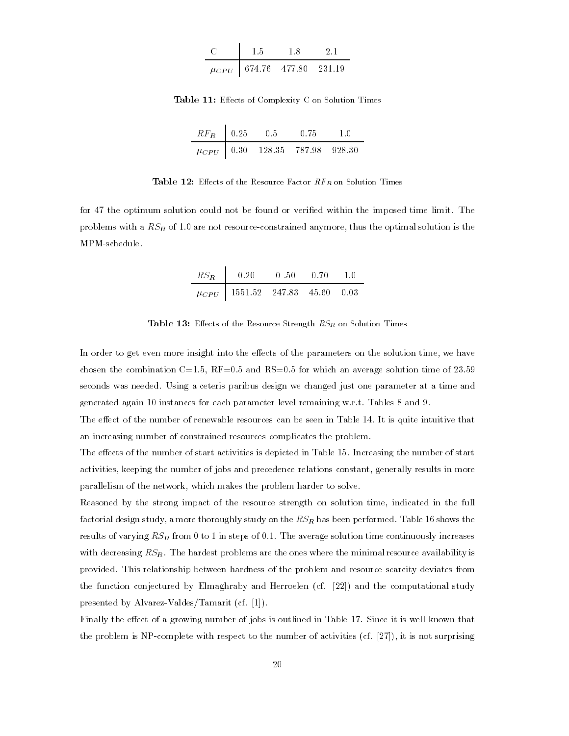| C | 1.5 | 1.8 | 2.1 |
|---|---|---|---|
| $\mu_{CPU}$ | 674.76 | 477.80 | 231.19 |

**Table 11:** Effects of Complexity C on Solution Times

| $RF_R$ | 0.25 | 0.5 | 0.75 | 1.0 |
|---|---|---|---|---|
| $\mu_{CPU}$ | 0.30 | 128.35 | 787.98 | 928.30 |

**Table 12:** Effects of the Resource Factor $RF_R$ on Solution Times

for 47 the optimum solution could not be found or verified within the imposed time limit. The problems with a $RS_R$ of 1.0 are not resource-constrained anymore, thus the optimal solution is the MPM-schedule.

| $RS_R$ | 0.20 | 0 .50 | 0.70 | 1.0 |
|---|---|---|---|---|
| $\mu_{CPU}$ | 1551.52 | 247.83 | 45.60 | 0.03 |

**Table 13:** Effects of the Resource Strength $RS_R$ on Solution Times

In order to get even more insight into the effects of the parameters on the solution time, we have chosen the combination C=1.5, RF=0.5 and RS=0.5 for which an average solution time of 23.59 seconds was needed. Using a ceteris paribus design we changed just one parameter at a time and generated again 10 instances for each parameter level remaining w.r.t. Tables 8 and 9.

The effect of the number of renewable resources can be seen in Table 14. It is quite intuitive that an increasing number of constrained resources complicates the problem.

The effects of the number of start activities is depicted in Table 15. Increasing the number of start activities, keeping the number of jobs and precedence relations constant, generally results in more parallelism of the network, which makes the problem harder to solve.

Reasoned by the strong impact of the resource strength on solution time, indicated in the full factorial design study, a more thoroughly study on the $RS_R$ has been performed. Table 16 shows the results of varying $RS_R$ from 0 to 1 in steps of 0.1. The average solution time continuously increases with decreasing $RS_R$. The hardest problems are the ones where the minimal resource availability is provided. This relationship between hardness of the problem and resource scarcity deviates from the function conjectured by Elmaghraby and Herroelen (cf. [22]) and the computational study presented by Alvarez-Valdes/Tamarit (cf. [1]).

Finally the effect of a growing number of jobs is outlined in Table 17. Since it is well known that the problem is NP-complete with respect to the number of activities (cf. [27]), it is not surprising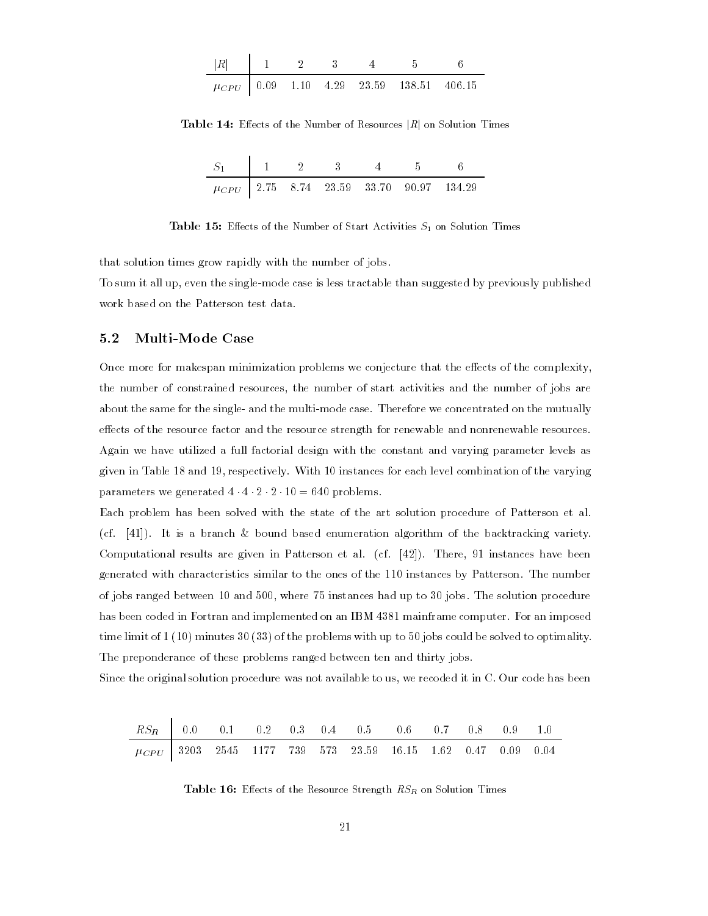| $\|R\|$ | 1 | 2 | 3 | 4 | 5 | 6 |
|---|---|---|---|---|---|---|
| $\mu_{CPU}$ | 0.09 | 1.10 | 4.29 | 23.59 | 138.51 | 406.15 |

**Table 14:** Effects of the Number of Resources $|R|$ on Solution Times

| $S_1$ | 1 | 2 | 3 | 4 | 5 | 6 |
|---|---|---|---|---|---|---|
| $\mu_{CPU}$ | 2.75 | 8.74 | 23.59 | 33.70 | 90.97 | 134.29 |

**Table 15:** Effects of the Number of Start Activities $S_1$ on Solution Times

that solution times grow rapidly with the number of jobs.

To sum it all up, even the single-mode case is less tractable than suggested by previously published work based on the Patterson test data.

## 5.2 Multi-Mode Case

Once more for makespan minimization problems we conjecture that the effects of the complexity, the number of constrained resources, the number of start activities and the number of jobs are about the same for the single- and the multi-mode case. Therefore we concentrated on the mutually effects of the resource factor and the resource strength for renewable and nonrenewable resources. Again we have utilized a full factorial design with the constant and varying parameter levels as given in Table 18 and 19, respectively. With 10 instances for each level combination of the varying parameters we generated $4 \cdot 4 \cdot 2 \cdot 2 \cdot 10 = 640$ problems.

Each problem has been solved with the state of the art solution procedure of Patterson et al. (cf. [41]). It is a branch & bound based enumeration algorithm of the backtracking variety. Computational results are given in Patterson et al. (cf. [42]). There, 91 instances have been generated with characteristics similar to the ones of the 110 instances by Patterson. The number of jobs ranged between 10 and 500, where 75 instances had up to 30 jobs. The solution procedure has been coded in Fortran and implemented on an IBM 4381 mainframe computer. For an imposed time limit of 1 (10) minutes 30 (33) of the problems with up to 50 jobs could be solved to optimality. The preponderance of these problems ranged between ten and thirty jobs.

Since the original solution procedure was not available to us, we recoded it in C. Our code has been

| $RS_R$ | 0.0 | 0.1 | 0.2 | 0.3 | 0.4 | 0.5 | 0.6 | 0.7 | 0.8 | 0.9 | 1.0 |
|---|---|---|---|---|---|---|---|---|---|---|---|
| $\mu_{CPU}$ | 3203 | 2545 | 1177 | 739 | 573 | 23.59 | 16.15 | 1.62 | 0.47 | 0.09 | 0.04 |

**Table 16:** Effects of the Resource Strength $RS_R$ on Solution Times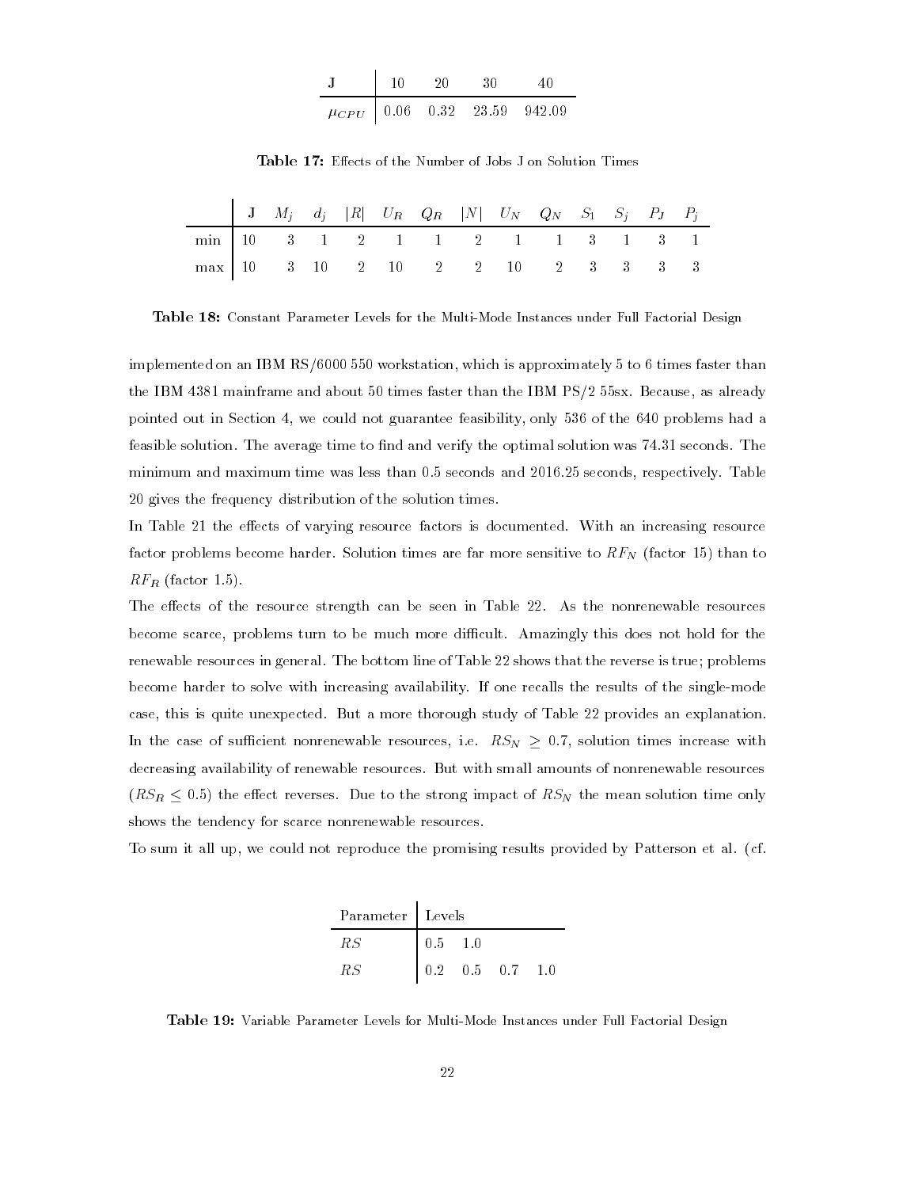| J | 10 | 20 | 30 | 40 |
|---|---|---|---|---|
| $\mu_{CPU}$ | 0.06 | 0.32 | 23.59 | 942.09 |

**Table 17:** Effects of the Number of Jobs J on Solution Times

| | J | $M_j$ | $d_j$ | $\|R\|$ | $U_R$ | $Q_R$ | $\|N\|$ | $U_N$ | $Q_N$ | $S_1$ | $S_j$ | $P_J$ | $P_j$ |
|---|---|---|---|---|---|---|---|---|---|---|---|---|---|
| min | 10 | 3 | 1 | 2 | 1 | 1 | 2 | 1 | 1 | 3 | 1 | 3 | 1 |
| max | 10 | 3 | 10 | 2 | 10 | 2 | 2 | 10 | 2 | 3 | 3 | 3 | 3 |

**Table 18:** Constant Parameter Levels for the Multi-Mode Instances under Full Factorial Design

implemented on an IBM RS/6000 550 workstation, which is approximately 5 to 6 times faster than the IBM 4381 mainframe and about 50 times faster than the IBM PS/2 55sx. Because, as already pointed out in Section 4, we could not guarantee feasibility, only 536 of the 640 problems had a feasible solution. The average time to find and verify the optimal solution was 74.31 seconds. The minimum and maximum time was less than 0.5 seconds and 2016.25 seconds, respectively. Table 20 gives the frequency distribution of the solution times.

In Table 21 the effects of varying resource factors is documented. With an increasing resource factor problems become harder. Solution times are far more sensitive to $RF_N$ (factor 15) than to $RF_R$ (factor 1.5).

The effects of the resource strength can be seen in Table 22. As the nonrenewable resources become scarce, problems turn to be much more difficult. Amazingly this does not hold for the renewable resources in general. The bottom line of Table 22 shows that the reverse is true; problems become harder to solve with increasing availability. If one recalls the results of the single-mode case, this is quite unexpected. But a more thorough study of Table 22 provides an explanation. In the case of sufficient nonrenewable resources, i.e. $RS_N \geq 0.7$, solution times increase with decreasing availability of renewable resources. But with small amounts of nonrenewable resources ($RS_R \leq 0.5$) the effect reverses. Due to the strong impact of $RS_N$ the mean solution time only shows the tendency for scarce nonrenewable resources.

To sum it all up, we could not reproduce the promising results provided by Patterson et al. (cf.

| Parameter | Levels | | | |
|---|---|---|---|---|
| $RS$ | 0.5 | 1.0 | | |
| $RS$ | 0.2 | 0.5 | 0.7 | 1.0 |

**Table 19:** Variable Parameter Levels for Multi-Mode Instances under Full Factorial Design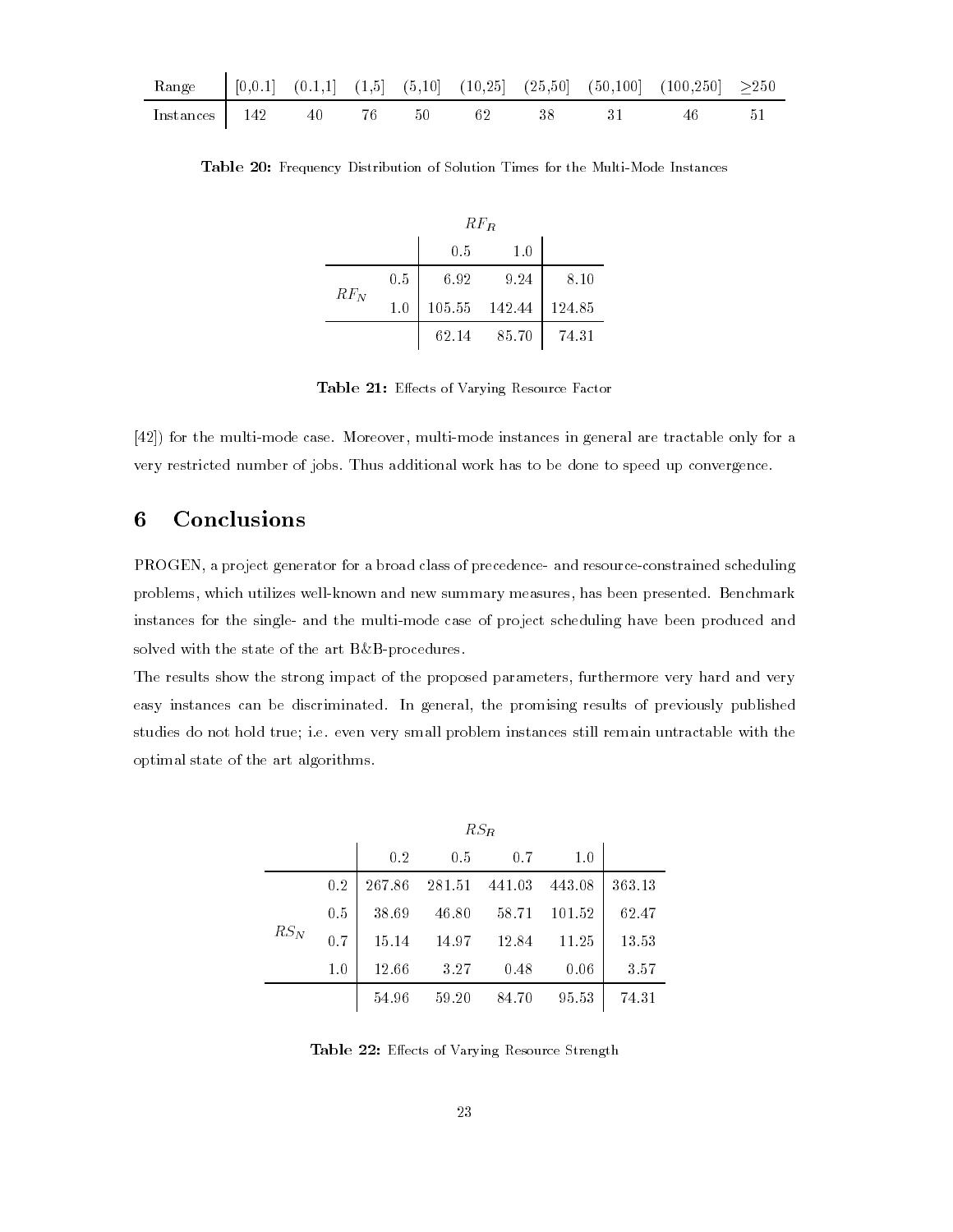| Range | [0,0.1] | (0.1,1] | (1,5] | (5,10] | (10,25] | (25,50] | (50,100] | (100,250] | ≥250 |
|---|---|---|---|---|---|---|---|---|---|
| Instances | 142 | 40 | 76 | 50 | 62 | 38 | 31 | 46 | 51 |

**Table 20:** Frequency Distribution of Solution Times for the Multi-Mode Instances

| | | $RF_R$ | | |
|---|---|---|---|---|
| | | 0.5 | 1.0 | |
| $RF_N$ | 0.5 | 6.92 | 9.24 | 8.10 |
| | 1.0 | 105.55 | 142.44 | 124.85 |
| | | 62.14 | 85.70 | 74.31 |

**Table 21:** Effects of Varying Resource Factor

[42]) for the multi-mode case. Moreover, multi-mode instances in general are tractable only for a very restricted number of jobs. Thus additional work has to be done to speed up convergence.

## 6 Conclusions

PROGEN, a project generator for a broad class of precedence- and resource-constrained scheduling problems, which utilizes well-known and new summary measures, has been presented. Benchmark instances for the single- and the multi-mode case of project scheduling have been produced and solved with the state of the art B&B-procedures.

The results show the strong impact of the proposed parameters, furthermore very hard and very easy instances can be discriminated. In general, the promising results of previously published studies do not hold true; i.e. even very small problem instances still remain untractable with the optimal state of the art algorithms.

| | | $RS_R$ | | | | |
|---|---|---|---|---|---|---|
| | | 0.2 | 0.5 | 0.7 | 1.0 | |
| $RS_N$ | 0.2 | 267.86 | 281.51 | 441.03 | 443.08 | 363.13 |
| | 0.5 | 38.69 | 46.80 | 58.71 | 101.52 | 62.47 |
| | 0.7 | 15.14 | 14.97 | 12.84 | 11.25 | 13.53 |
| | 1.0 | 12.66 | 3.27 | 0.48 | 0.06 | 3.57 |
| | | 54.96 | 59.20 | 84.70 | 95.53 | 74.31 |

**Table 22:** Effects of Varying Resource Strength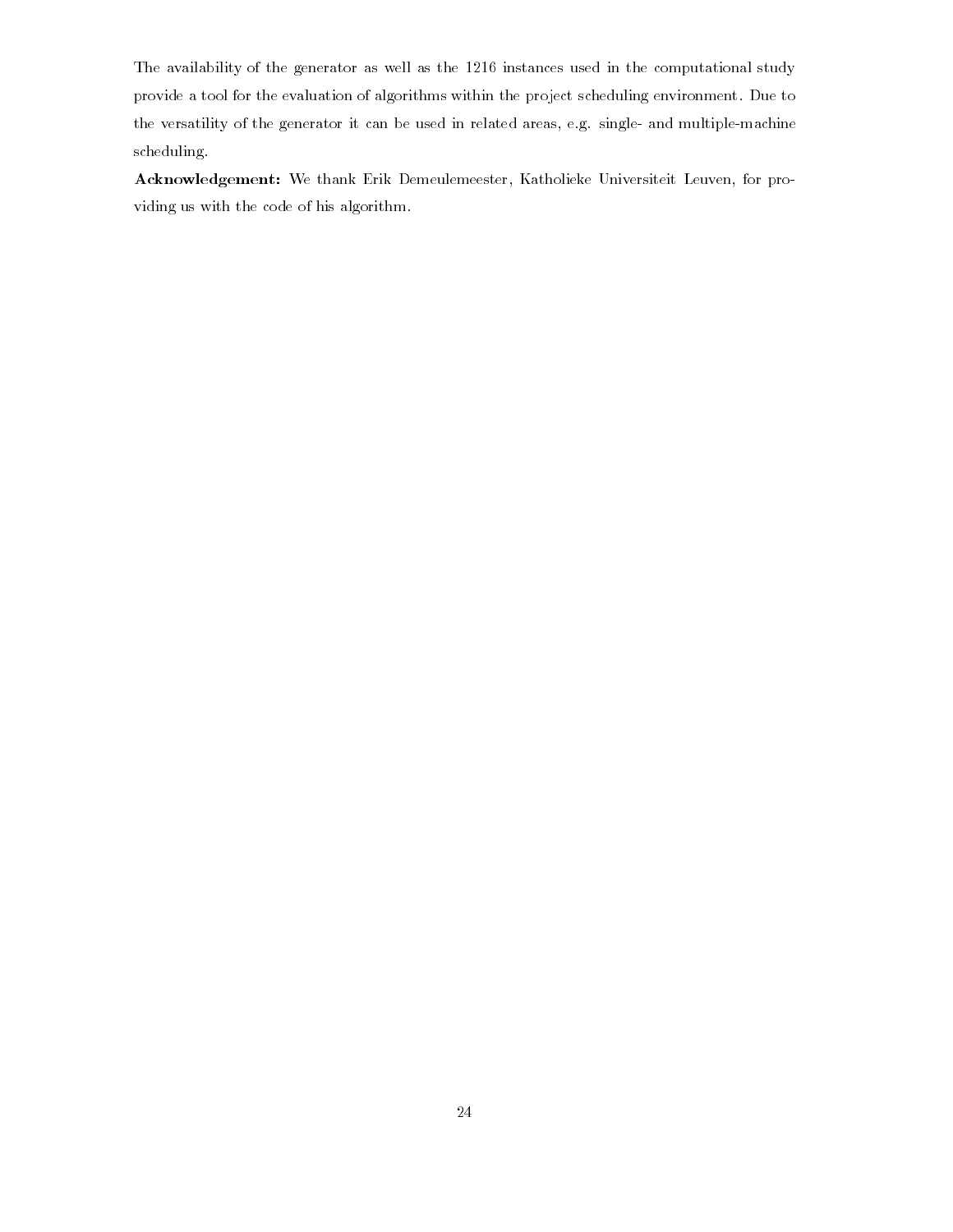The availability of the generator as well as the 1216 instances used in the computational study provide a tool for the evaluation of algorithms within the project scheduling environment. Due to the versatility of the generator it can be used in related areas, e.g. single- and multiple-machine scheduling.

**Acknowledgement:** We thank Erik Demeulemeester, Katholieke Universiteit Leuven, for providing us with the code of his algorithm.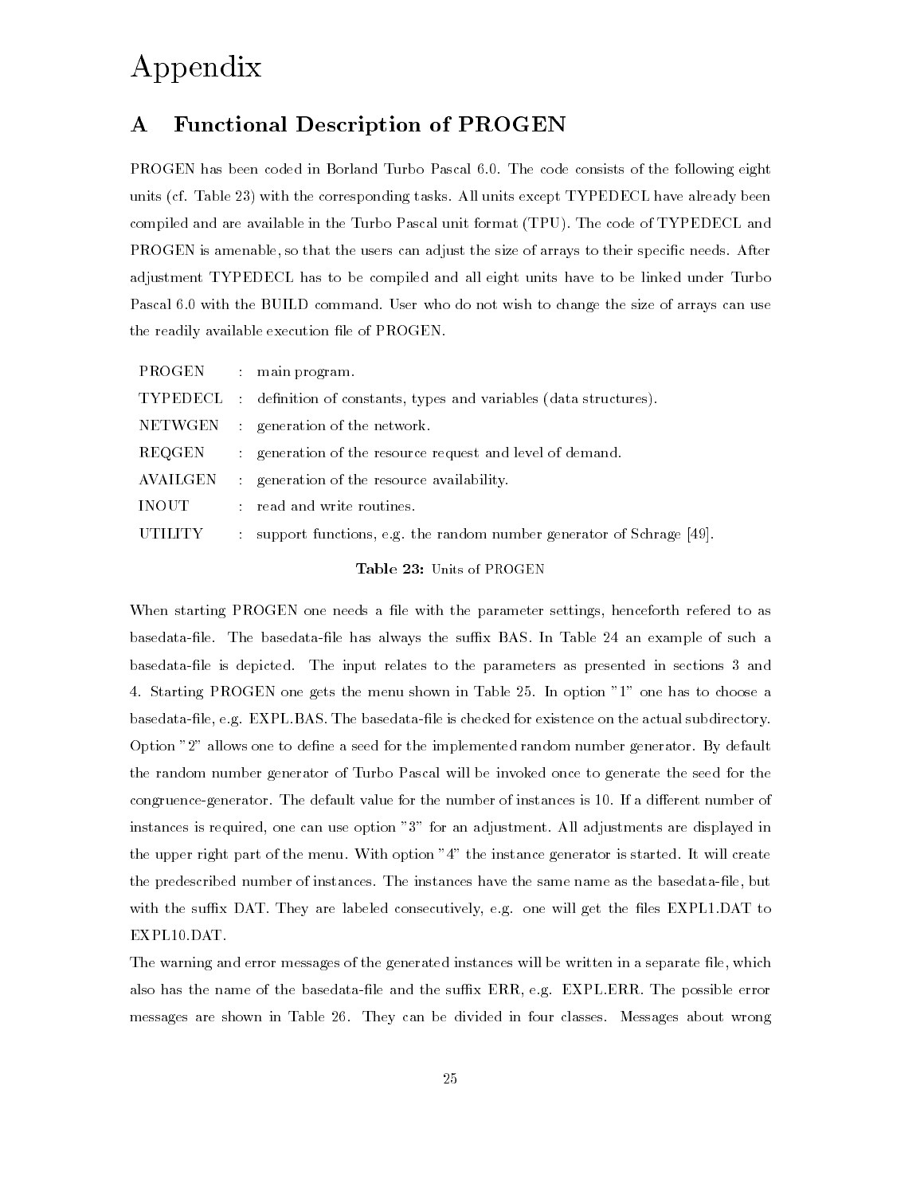# Appendix

## A Functional Description of PROGEN

PROGEN has been coded in Borland Turbo Pascal 6.0. The code consists of the following eight units (cf. Table 23) with the corresponding tasks. All units except TYPEDECL have already been compiled and are available in the Turbo Pascal unit format (TPU). The code of TYPEDECL and PROGEN is amenable, so that the users can adjust the size of arrays to their specific needs. After adjustment TYPEDECL has to be compiled and all eight units have to be linked under Turbo Pascal 6.0 with the BUILD command. User who do not wish to change the size of arrays can use the readily available execution file of PROGEN.

| | | |
|---|---|---|
| PROGEN | : | main program. |
| TYPEDECL | : | definition of constants, types and variables (data structures). |
| NETWGEN | : | generation of the network. |
| REQGEN | : | generation of the resource request and level of demand. |
| AVAILGEN | : | generation of the resource availability. |
| INOUT | : | read and write routines. |
| UTILITY | : | support functions, e.g. the random number generator of Schrage [49]. |

**Table 23:** Units of PROGEN

When starting PROGEN one needs a file with the parameter settings, henceforth refered to as basedata-file. The basedata-file has always the suffix BAS. In Table 24 an example of such a basedata-file is depicted. The input relates to the parameters as presented in sections 3 and 4. Starting PROGEN one gets the menu shown in Table 25. In option "1" one has to choose a basedata-file, e.g. EXPL.BAS. The basedata-file is checked for existence on the actual subdirectory. Option "2" allows one to define a seed for the implemented random number generator. By default the random number generator of Turbo Pascal will be invoked once to generate the seed for the congruence-generator. The default value for the number of instances is 10. If a different number of instances is required, one can use option "3" for an adjustment. All adjustments are displayed in the upper right part of the menu. With option "4" the instance generator is started. It will create the predescribed number of instances. The instances have the same name as the basedata-file, but with the suffix DAT. They are labeled consecutively, e.g. one will get the files EXPL1.DAT to EXPL10.DAT.

The warning and error messages of the generated instances will be written in a separate file, which also has the name of the basedata-file and the suffix ERR, e.g. EXPL.ERR. The possible error messages are shown in Table 26. They can be divided in four classes. Messages about wrong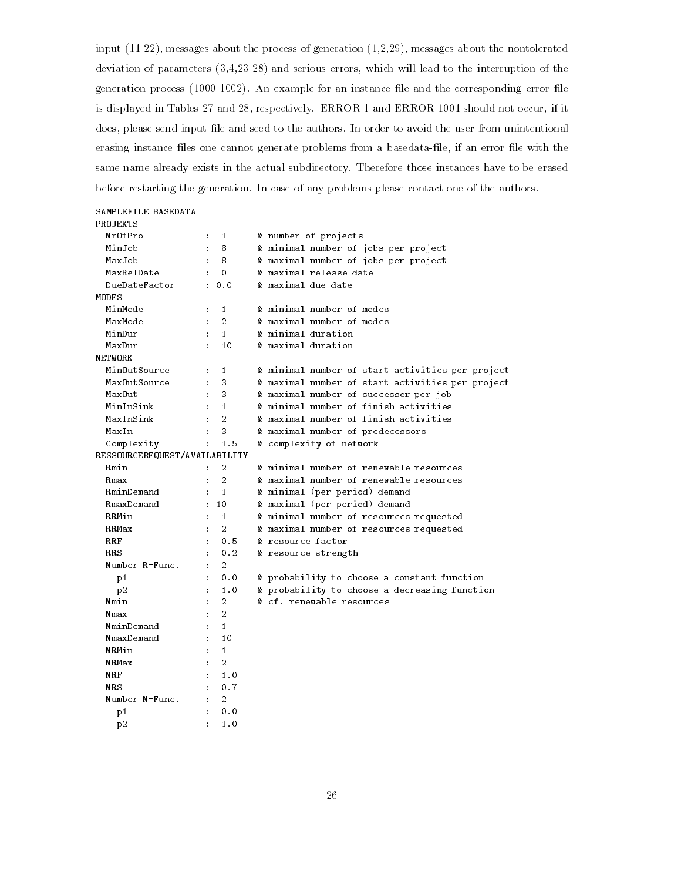input (11-22), messages about the process of generation (1,2,29), messages about the nontolerated deviation of parameters (3,4,23-28) and serious errors, which will lead to the interruption of the generation process (1000-1002). An example for an instance file and the corresponding error file is displayed in Tables 27 and 28, respectively. ERROR 1 and ERROR 1001 should not occur, if it does, please send input file and seed to the authors. In order to avoid the user from unintentional erasing instance files one cannot generate problems from a basedata-file, if an error file with the same name already exists in the actual subdirectory. Therefore those instances have to be erased before restarting the generation. In case of any problems please contact one of the authors.

```
SAMPLEFILE BASEDATA
PROJEKTS
  NrOfPro           :  1      & number of projects
  MinJob            :  8      & minimal number of jobs per project
  MaxJob            :  8      & maximal number of jobs per project
  MaxRelDate        :  0      & maximal release date
  DueDateFactor     : 0.0     & maximal due date
MODES
  MinMode           :  1      & minimal number of modes
  MaxMode           :  2      & maximal number of modes
  MinDur            :  1      & minimal duration
  MaxDur            :  10     & maximal duration
NETWORK
  MinOutSource      :  1      & minimal number of start activities per project
  MaxOutSource      :  3      & maximal number of start activities per project
  MaxOut            :  3      & maximal number of successor per job
  MinInSink         :  1      & minimal number of finish activities
  MaxInSink         :  2      & maximal number of finish activities
  MaxIn             :  3      & maximal number of predecessors
  Complexity        :  1.5    & complexity of network
RESSOURCEREQUEST/AVAILABILITY
  Rmin              :  2      & minimal number of renewable resources
  Rmax              :  2      & maximal number of renewable resources
  RminDemand        :  1      & minimal (per period) demand
  RmaxDemand        : 10      & maximal (per period) demand
  RRMin             :  1      & minimal number of resources requested
  RRMax             :  2      & maximal number of resources requested
  RRF               :  0.5    & resource factor
  RRS               :  0.2    & resource strength
  Number R-Func.    :  2
    p1              :  0.0    & probability to choose a constant function
    p2              :  1.0    & probability to choose a decreasing function
  Nmin              :  2      & cf. renewable resources
  Nmax              :  2
  NminDemand        :  1
  NmaxDemand        :  10
  NRMin             :  1
  NRMax             :  2
  NRF               :  1.0
  NRS               :  0.7
  Number N-Func.    :  2
    p1              :  0.0
    p2              :  1.0
```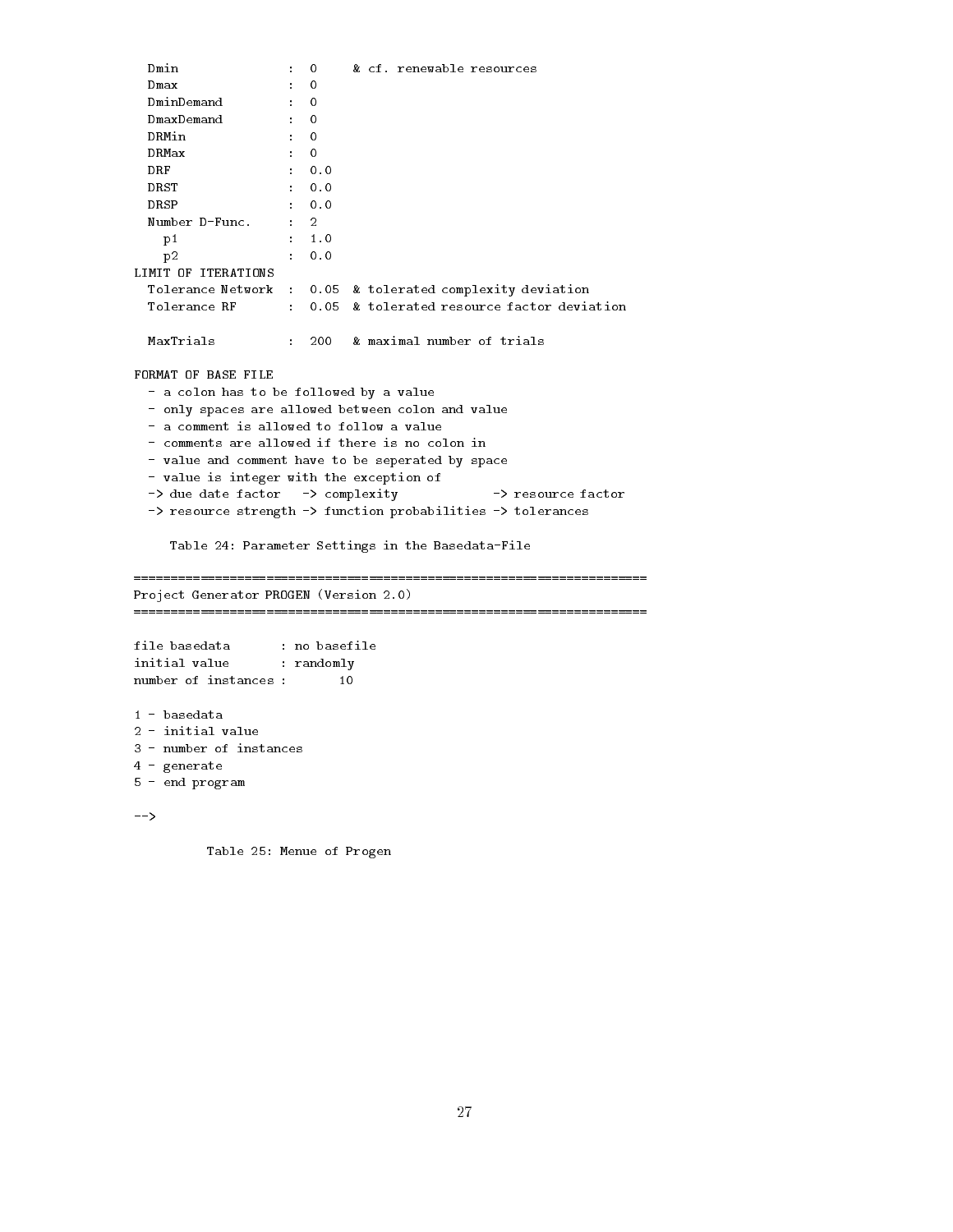```
  Dmin              :  0     & cf. renewable resources
  Dmax              :  0
  DminDemand        :  0
  DmaxDemand        :  0
  DRMin             :  0
  DRMax             :  0
  DRF               :  0.0
  DRST              :  0.0
  DRSP              :  0.0
  Number D-Func.    :  2
    p1              :  1.0
    p2              :  0.0
LIMIT OF ITERATIONS
  Tolerance Network  :  0.05  & tolerated complexity deviation
  Tolerance RF       :  0.05  & tolerated resource factor deviation

  MaxTrials          :  200   & maximal number of trials

FORMAT OF BASE FILE
  - a colon has to be followed by a value
  - only spaces are allowed between colon and value
  - a comment is allowed to follow a value
  - comments are allowed if there is no colon in
  - value and comment have to be seperated by space
  - value is integer with the exception of
  -> due date factor   -> complexity            -> resource factor
  -> resource strength -> function probabilities -> tolerances
```

Table 24: Parameter Settings in the Basedata-File

```
=================================================================
Project Generator PROGEN (Version 2.0)
=================================================================

file basedata       : no basefile
initial value       : randomly
number of instances :       10

1 - basedata
2 - initial value
3 - number of instances
4 - generate
5 - end program

-->
```

Table 25: Menue of Progen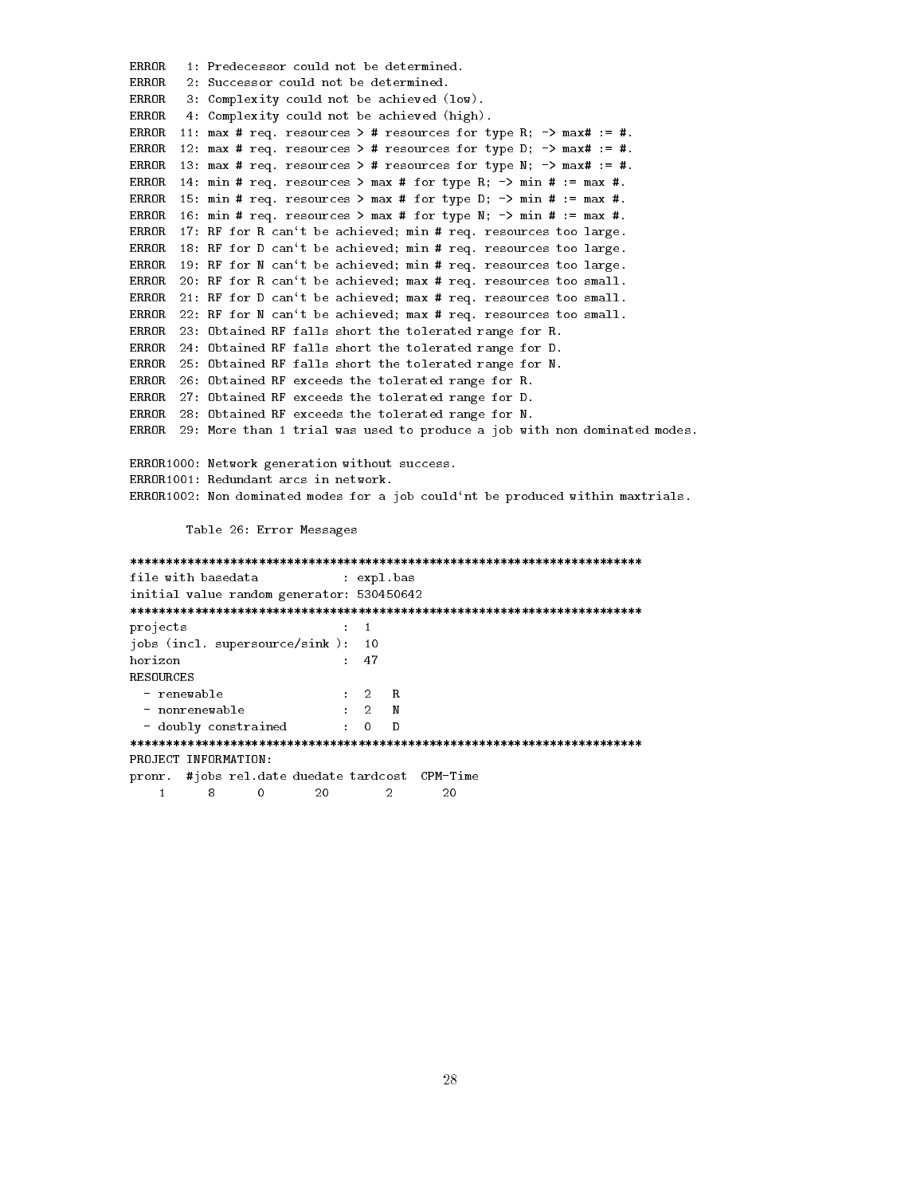```
ERROR   1: Predecessor could not be determined.
ERROR   2: Successor could not be determined.
ERROR   3: Complexity could not be achieved (low).
ERROR   4: Complexity could not be achieved (high).
ERROR  11: max # req. resources > # resources for type R; -> max# := #.
ERROR  12: max # req. resources > # resources for type D; -> max# := #.
ERROR  13: max # req. resources > # resources for type N; -> max# := #.
ERROR  14: min # req. resources > max # for type R; -> min # := max #.
ERROR  15: min # req. resources > max # for type D; -> min # := max #.
ERROR  16: min # req. resources > max # for type N; -> min # := max #.
ERROR  17: RF for R can't be achieved; min # req. resources too large.
ERROR  18: RF for D can't be achieved; min # req. resources too large.
ERROR  19: RF for N can't be achieved; min # req. resources too large.
ERROR  20: RF for R can't be achieved; max # req. resources too small.
ERROR  21: RF for D can't be achieved; max # req. resources too small.
ERROR  22: RF for N can't be achieved; max # req. resources too small.
ERROR  23: Obtained RF falls short the tolerated range for R.
ERROR  24: Obtained RF falls short the tolerated range for D.
ERROR  25: Obtained RF falls short the tolerated range for N.
ERROR  26: Obtained RF exceeds the tolerated range for R.
ERROR  27: Obtained RF exceeds the tolerated range for D.
ERROR  28: Obtained RF exceeds the tolerated range for N.
ERROR  29: More than 1 trial was used to produce a job with non dominated modes.

ERROR1000: Network generation without success.
ERROR1001: Redundant arcs in network.
ERROR1002: Non dominated modes for a job could'nt be produced within maxtrials.
```

Table 26: Error Messages

```
************************************************************************
file with basedata            : expl.bas
initial value random generator: 530450642
************************************************************************
projects                      :  1
jobs (incl. supersource/sink ):  10
horizon                       :  47
RESOURCES
  - renewable                 :  2   R
  - nonrenewable              :  2   N
  - doubly constrained        :  0   D
************************************************************************
PROJECT INFORMATION:
pronr.  #jobs rel.date duedate tardcost  CPM-Time
    1      8      0       20        2       20
```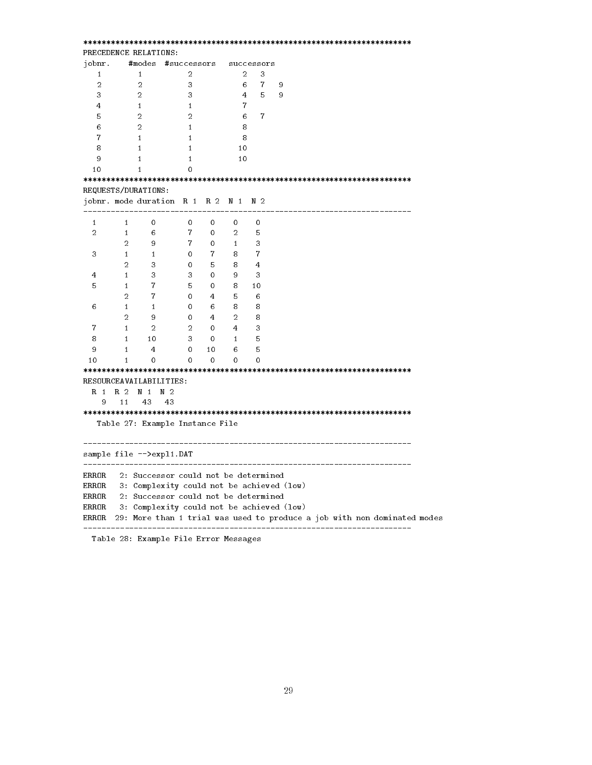```
************************************************************************
PRECEDENCE RELATIONS:
jobnr.    #modes  #successors   successors
   1        1          2           2   3
   2        2          3           6   7   9
   3        2          3           4   5   9
   4        1          1           7
   5        2          2           6   7
   6        2          1           8
   7        1          1           8
   8        1          1          10
   9        1          1          10
  10        1          0
************************************************************************
REQUESTS/DURATIONS:
jobnr. mode duration  R 1  R 2  N 1  N 2
------------------------------------------------------------------------
  1      1     0       0    0    0    0
  2      1     6       7    0    2    5
         2     9       7    0    1    3
  3      1     1       0    7    8    7
         2     3       0    5    8    4
  4      1     3       3    0    9    3
  5      1     7       5    0    8   10
         2     7       0    4    5    6
  6      1     1       0    6    8    8
         2     9       0    4    2    8
  7      1     2       2    0    4    3
  8      1    10       3    0    1    5
  9      1     4       0   10    6    5
 10      1     0       0    0    0    0
************************************************************************
RESOURCEAVAILABILITIES:
  R 1  R 2  N 1  N 2
    9   11   43   43
************************************************************************
```

Table 27: Example Instance File

```
------------------------------------------------------------------------
sample file -->expl1.DAT
------------------------------------------------------------------------
ERROR   2: Successor could not be determined
ERROR   3: Complexity could not be achieved (low)
ERROR   2: Successor could not be determined
ERROR   3: Complexity could not be achieved (low)
ERROR  29: More than 1 trial was used to produce a job with non dominated modes
------------------------------------------------------------------------
```

Table 28: Example File Error Messages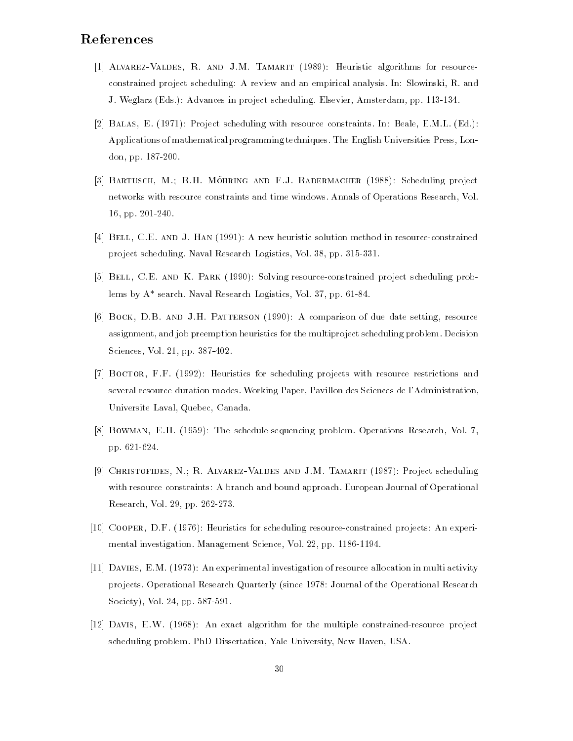## References

[1] Alvarez-Valdes, R. and J.M. Tamarit (1989): Heuristic algorithms for resource-constrained project scheduling: A review and an empirical analysis. In: Slowinski, R. and J. Weglarz (Eds.): Advances in project scheduling. Elsevier, Amsterdam, pp. 113-134.

[2] Balas, E. (1971): Project scheduling with resource constraints. In: Beale, E.M.L. (Ed.): Applications of mathematical programming techniques. The English Universities Press, London, pp. 187-200.

[3] Bartusch, M.; R.H. Möhring and F.J. Radermacher (1988): Scheduling project networks with resource constraints and time windows. Annals of Operations Research, Vol. 16, pp. 201-240.

[4] Bell, C.E. and J. Han (1991): A new heuristic solution method in resource-constrained project scheduling. Naval Research Logistics, Vol. 38, pp. 315-331.

[5] Bell, C.E. and K. Park (1990): Solving resource-constrained project scheduling problems by A* search. Naval Research Logistics, Vol. 37, pp. 61-84.

[6] Bock, D.B. and J.H. Patterson (1990): A comparison of due date setting, resource assignment, and job preemption heuristics for the multiproject scheduling problem. Decision Sciences, Vol. 21, pp. 387-402.

[7] Boctor, F.F. (1992): Heuristics for scheduling projects with resource restrictions and several resource-duration modes. Working Paper, Pavillon des Sciences de l'Administration, Universite Laval, Quebec, Canada.

[8] Bowman, E.H. (1959): The schedule-sequencing problem. Operations Research, Vol. 7, pp. 621-624.

[9] Christofides, N.; R. Alvarez-Valdes and J.M. Tamarit (1987): Project scheduling with resource constraints: A branch and bound approach. European Journal of Operational Research, Vol. 29, pp. 262-273.

[10] Cooper, D.F. (1976): Heuristics for scheduling resource-constrained projects: An experimental investigation. Management Science, Vol. 22, pp. 1186-1194.

[11] Davies, E.M. (1973): An experimental investigation of resource allocation in multi activity projects. Operational Research Quarterly (since 1978: Journal of the Operational Research Society), Vol. 24, pp. 587-591.

[12] Davis, E.W. (1968): An exact algorithm for the multiple constrained-resource project scheduling problem. PhD Dissertation, Yale University, New Haven, USA.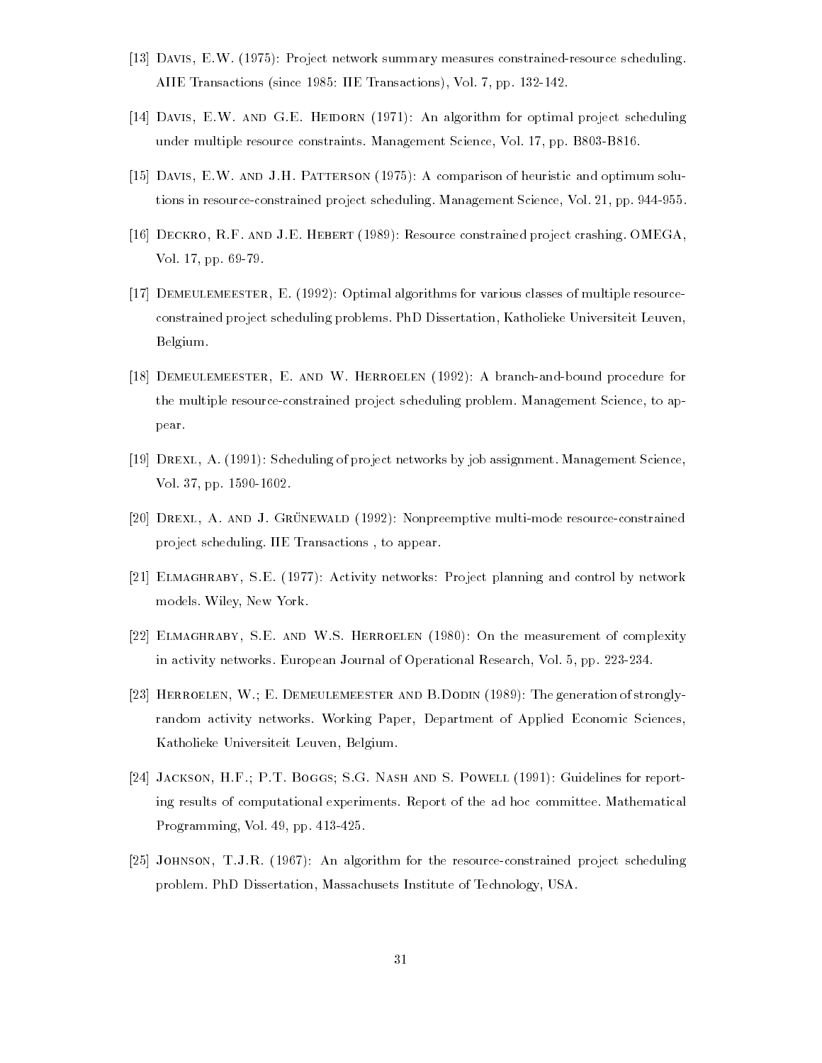[13] Davis, E.W. (1975): Project network summary measures constrained-resource scheduling. AIIE Transactions (since 1985: IIE Transactions), Vol. 7, pp. 132-142.

[14] Davis, E.W. and G.E. Heidorn (1971): An algorithm for optimal project scheduling under multiple resource constraints. Management Science, Vol. 17, pp. B803-B816.

[15] Davis, E.W. and J.H. Patterson (1975): A comparison of heuristic and optimum solutions in resource-constrained project scheduling. Management Science, Vol. 21, pp. 944-955.

[16] Deckro, R.F. and J.E. Hebert (1989): Resource constrained project crashing. OMEGA, Vol. 17, pp. 69-79.

[17] Demeulemeester, E. (1992): Optimal algorithms for various classes of multiple resource-constrained project scheduling problems. PhD Dissertation, Katholieke Universiteit Leuven, Belgium.

[18] Demeulemeester, E. and W. Herroelen (1992): A branch-and-bound procedure for the multiple resource-constrained project scheduling problem. Management Science, to appear.

[19] Drexl, A. (1991): Scheduling of project networks by job assignment. Management Science, Vol. 37, pp. 1590-1602.

[20] Drexl, A. and J. Grünewald (1992): Nonpreemptive multi-mode resource-constrained project scheduling. IIE Transactions , to appear.

[21] Elmaghraby, S.E. (1977): Activity networks: Project planning and control by network models. Wiley, New York.

[22] Elmaghraby, S.E. and W.S. Herroelen (1980): On the measurement of complexity in activity networks. European Journal of Operational Research, Vol. 5, pp. 223-234.

[23] Herroelen, W.; E. Demeulemeester and B.Dodin (1989): The generation of strongly-random activity networks. Working Paper, Department of Applied Economic Sciences, Katholieke Universiteit Leuven, Belgium.

[24] Jackson, H.F.; P.T. Boggs; S.G. Nash and S. Powell (1991): Guidelines for reporting results of computational experiments. Report of the ad hoc committee. Mathematical Programming, Vol. 49, pp. 413-425.

[25] Johnson, T.J.R. (1967): An algorithm for the resource-constrained project scheduling problem. PhD Dissertation, Massachusets Institute of Technology, USA.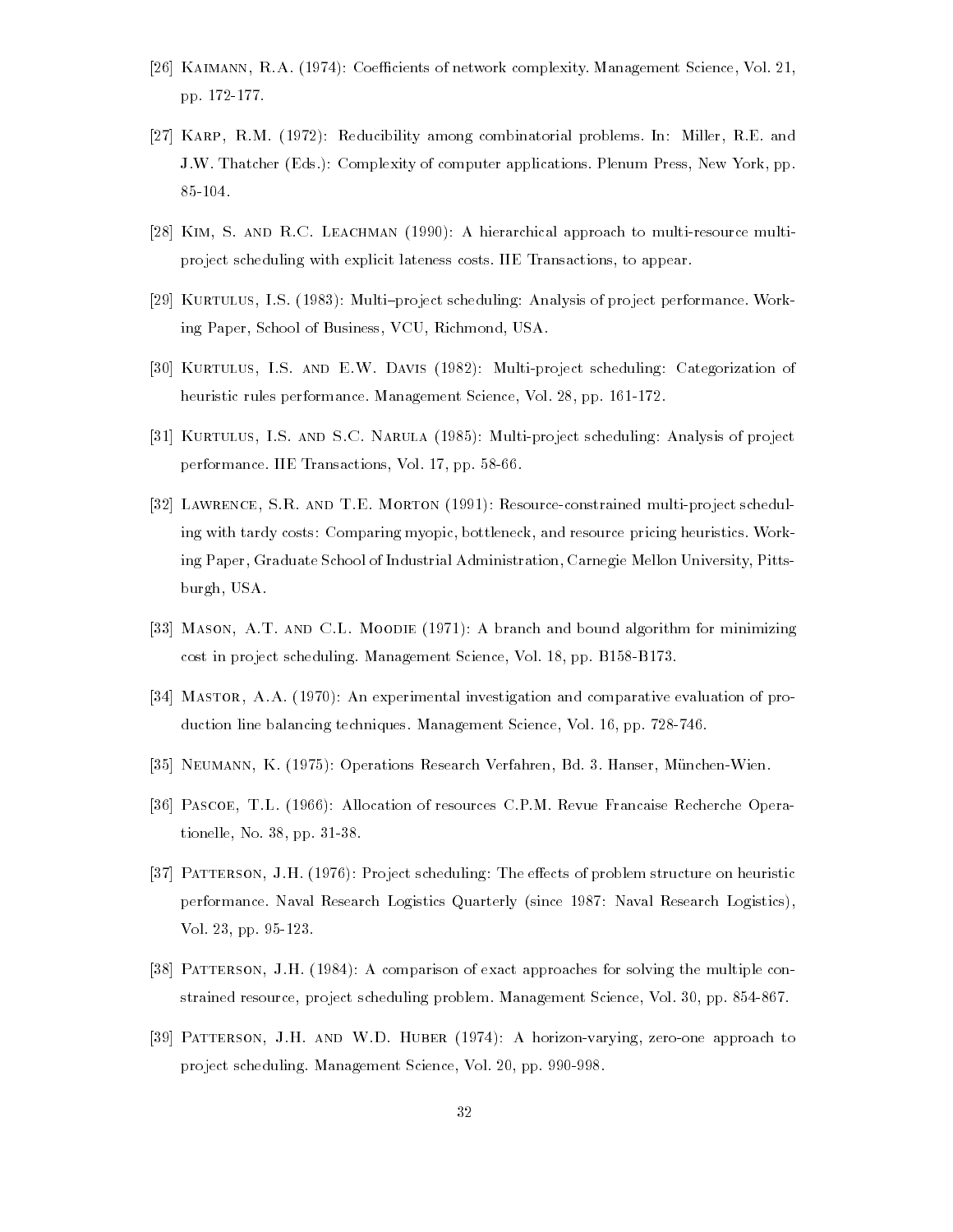[26] Kaimann, R.A. (1974): Coefficients of network complexity. Management Science, Vol. 21, pp. 172-177.

[27] Karp, R.M. (1972): Reducibility among combinatorial problems. In: Miller, R.E. and J.W. Thatcher (Eds.): Complexity of computer applications. Plenum Press, New York, pp. 85-104.

[28] Kim, S. and R.C. Leachman (1990): A hierarchical approach to multi-resource multi-project scheduling with explicit lateness costs. IIE Transactions, to appear.

[29] Kurtulus, I.S. (1983): Multi–project scheduling: Analysis of project performance. Working Paper, School of Business, VCU, Richmond, USA.

[30] Kurtulus, I.S. and E.W. Davis (1982): Multi-project scheduling: Categorization of heuristic rules performance. Management Science, Vol. 28, pp. 161-172.

[31] Kurtulus, I.S. and S.C. Narula (1985): Multi-project scheduling: Analysis of project performance. IIE Transactions, Vol. 17, pp. 58-66.

[32] Lawrence, S.R. and T.E. Morton (1991): Resource-constrained multi-project scheduling with tardy costs: Comparing myopic, bottleneck, and resource pricing heuristics. Working Paper, Graduate School of Industrial Administration, Carnegie Mellon University, Pittsburgh, USA.

[33] Mason, A.T. and C.L. Moodie (1971): A branch and bound algorithm for minimizing cost in project scheduling. Management Science, Vol. 18, pp. B158-B173.

[34] Mastor, A.A. (1970): An experimental investigation and comparative evaluation of production line balancing techniques. Management Science, Vol. 16, pp. 728-746.

[35] Neumann, K. (1975): Operations Research Verfahren, Bd. 3. Hanser, München-Wien.

[36] Pascoe, T.L. (1966): Allocation of resources C.P.M. Revue Francaise Recherche Operationelle, No. 38, pp. 31-38.

[37] Patterson, J.H. (1976): Project scheduling: The effects of problem structure on heuristic performance. Naval Research Logistics Quarterly (since 1987: Naval Research Logistics), Vol. 23, pp. 95-123.

[38] Patterson, J.H. (1984): A comparison of exact approaches for solving the multiple constrained resource, project scheduling problem. Management Science, Vol. 30, pp. 854-867.

[39] Patterson, J.H. and W.D. Huber (1974): A horizon-varying, zero-one approach to project scheduling. Management Science, Vol. 20, pp. 990-998.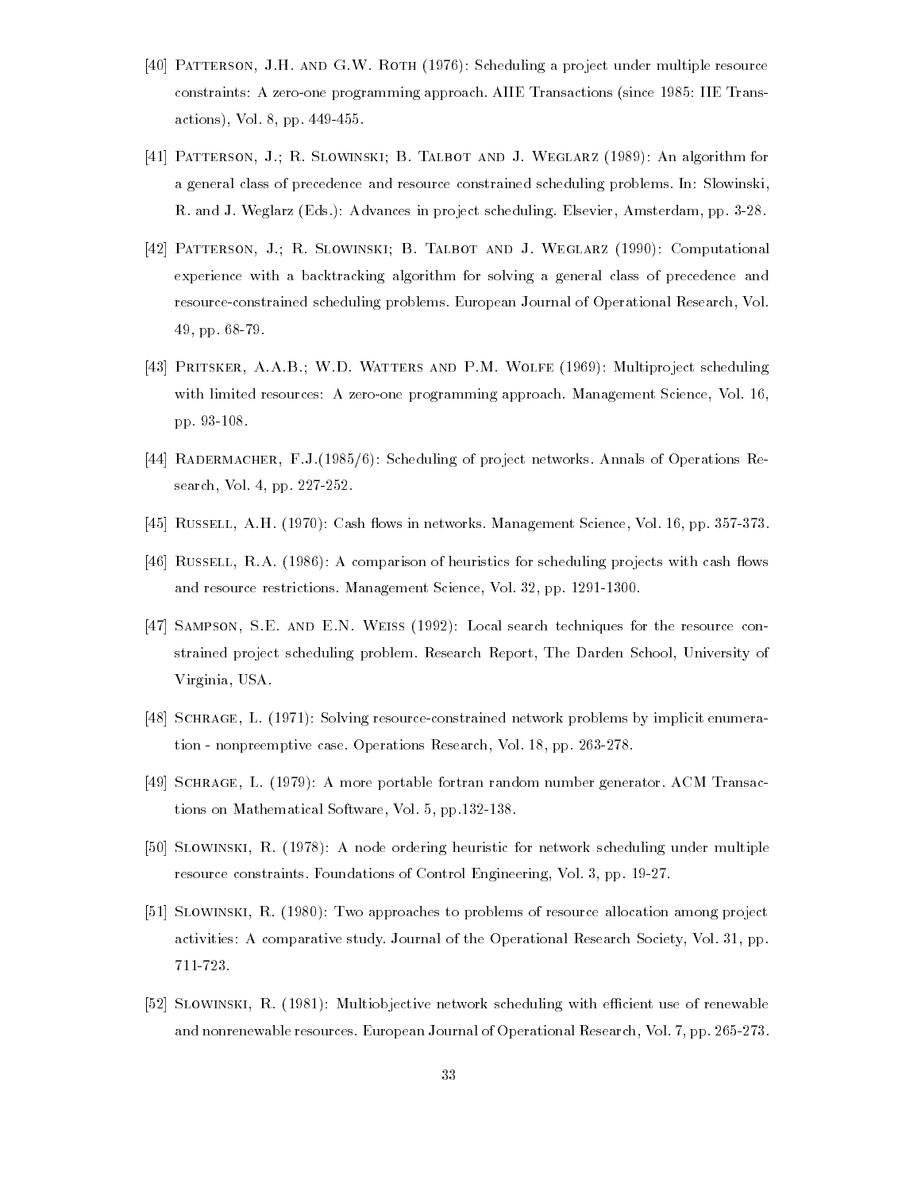[40] Patterson, J.H. and G.W. Roth (1976): Scheduling a project under multiple resource constraints: A zero-one programming approach. AIIE Transactions (since 1985: IIE Transactions), Vol. 8, pp. 449-455.

[41] Patterson, J.; R. Slowinski; B. Talbot and J. Weglarz (1989): An algorithm for a general class of precedence and resource constrained scheduling problems. In: Slowinski, R. and J. Weglarz (Eds.): Advances in project scheduling. Elsevier, Amsterdam, pp. 3-28.

[42] Patterson, J.; R. Slowinski; B. Talbot and J. Weglarz (1990): Computational experience with a backtracking algorithm for solving a general class of precedence and resource-constrained scheduling problems. European Journal of Operational Research, Vol. 49, pp. 68-79.

[43] Pritsker, A.A.B.; W.D. Watters and P.M. Wolfe (1969): Multiproject scheduling with limited resources: A zero-one programming approach. Management Science, Vol. 16, pp. 93-108.

[44] Radermacher, F.J.(1985/6): Scheduling of project networks. Annals of Operations Research, Vol. 4, pp. 227-252.

[45] Russell, A.H. (1970): Cash flows in networks. Management Science, Vol. 16, pp. 357-373.

[46] Russell, R.A. (1986): A comparison of heuristics for scheduling projects with cash flows and resource restrictions. Management Science, Vol. 32, pp. 1291-1300.

[47] Sampson, S.E. and E.N. Weiss (1992): Local search techniques for the resource constrained project scheduling problem. Research Report, The Darden School, University of Virginia, USA.

[48] Schrage, L. (1971): Solving resource-constrained network problems by implicit enumeration - nonpreemptive case. Operations Research, Vol. 18, pp. 263-278.

[49] Schrage, L. (1979): A more portable fortran random number generator. ACM Transactions on Mathematical Software, Vol. 5, pp.132-138.

[50] Slowinski, R. (1978): A node ordering heuristic for network scheduling under multiple resource constraints. Foundations of Control Engineering, Vol. 3, pp. 19-27.

[51] Slowinski, R. (1980): Two approaches to problems of resource allocation among project activities: A comparative study. Journal of the Operational Research Society, Vol. 31, pp. 711-723.

[52] Slowinski, R. (1981): Multiobjective network scheduling with efficient use of renewable and nonrenewable resources. European Journal of Operational Research, Vol. 7, pp. 265-273.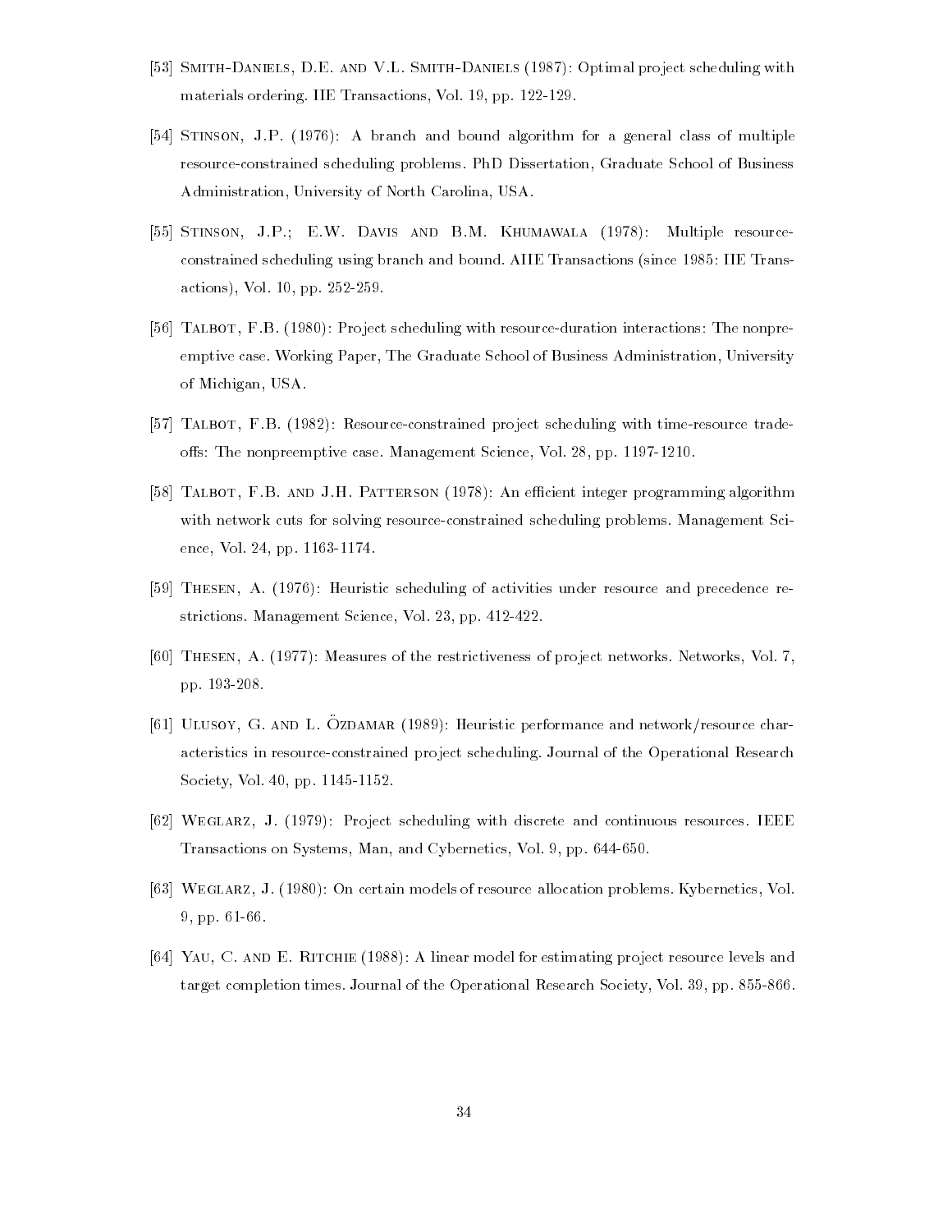[53] Smith-Daniels, D.E. and V.L. Smith-Daniels (1987): Optimal project scheduling with materials ordering. IIE Transactions, Vol. 19, pp. 122-129.

[54] Stinson, J.P. (1976): A branch and bound algorithm for a general class of multiple resource-constrained scheduling problems. PhD Dissertation, Graduate School of Business Administration, University of North Carolina, USA.

[55] Stinson, J.P.; E.W. Davis and B.M. Khumawala (1978): Multiple resource-constrained scheduling using branch and bound. AIIE Transactions (since 1985: IIE Transactions), Vol. 10, pp. 252-259.

[56] Talbot, F.B. (1980): Project scheduling with resource-duration interactions: The nonpreemptive case. Working Paper, The Graduate School of Business Administration, University of Michigan, USA.

[57] Talbot, F.B. (1982): Resource-constrained project scheduling with time-resource tradeoffs: The nonpreemptive case. Management Science, Vol. 28, pp. 1197-1210.

[58] Talbot, F.B. and J.H. Patterson (1978): An efficient integer programming algorithm with network cuts for solving resource-constrained scheduling problems. Management Science, Vol. 24, pp. 1163-1174.

[59] Thesen, A. (1976): Heuristic scheduling of activities under resource and precedence restrictions. Management Science, Vol. 23, pp. 412-422.

[60] Thesen, A. (1977): Measures of the restrictiveness of project networks. Networks, Vol. 7, pp. 193-208.

[61] Ulusoy, G. and L. Özdamar (1989): Heuristic performance and network/resource characteristics in resource-constrained project scheduling. Journal of the Operational Research Society, Vol. 40, pp. 1145-1152.

[62] Weglarz, J. (1979): Project scheduling with discrete and continuous resources. IEEE Transactions on Systems, Man, and Cybernetics, Vol. 9, pp. 644-650.

[63] Weglarz, J. (1980): On certain models of resource allocation problems. Kybernetics, Vol. 9, pp. 61-66.

[64] Yau, C. and E. Ritchie (1988): A linear model for estimating project resource levels and target completion times. Journal of the Operational Research Society, Vol. 39, pp. 855-866.